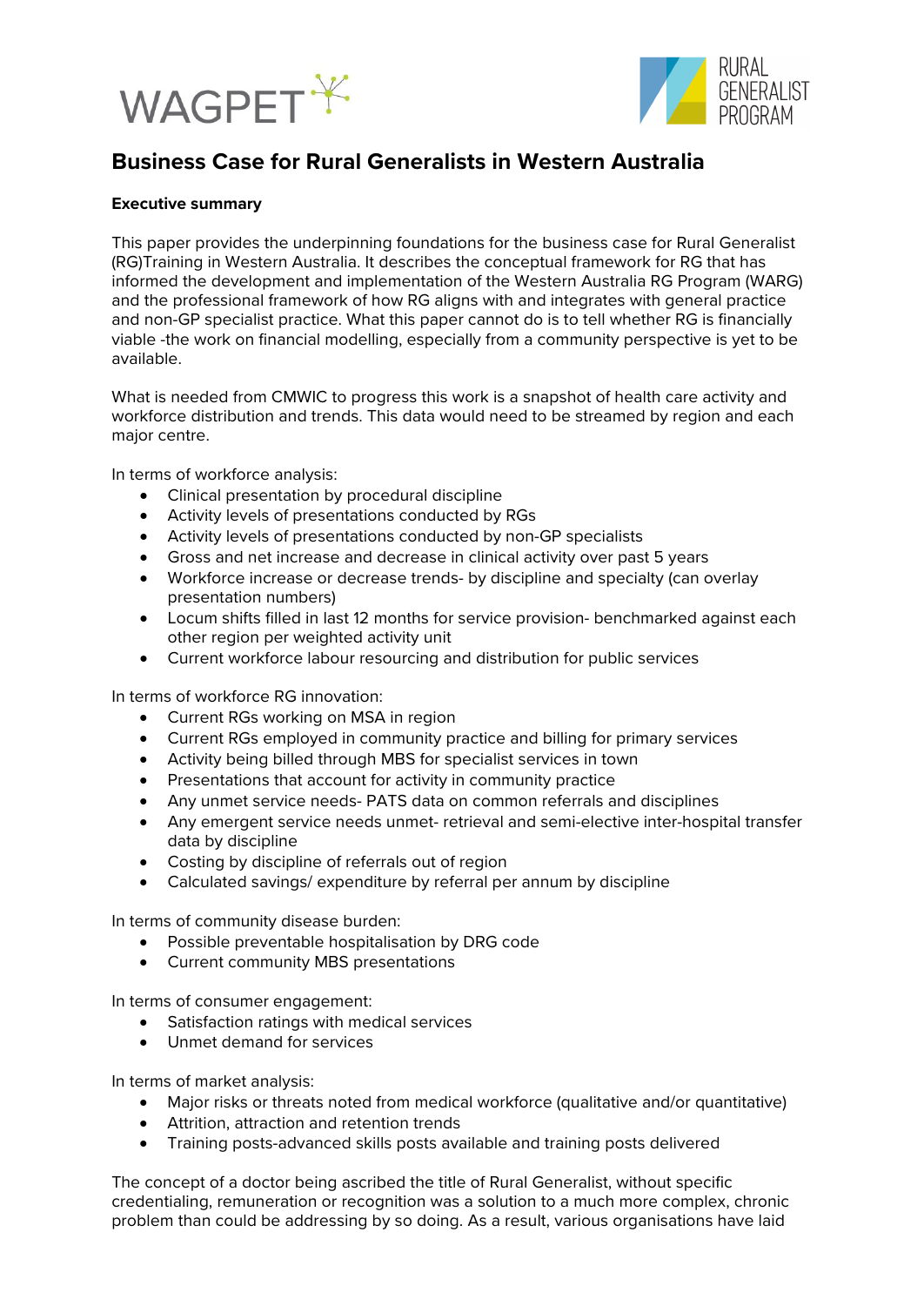# Business Case for Rural Generalists in Western Australia

**Executive summary**

This paper provides the underpinning foundations for the business case for Rural Generalist (RG)Training in Western Australia. It describes the conceptual framework for RG that has informed the development and implementation of the Western Australia RG Program (WARG) and the professional framework of how RG aligns with and integrates with general practice and non-GP specialist practice. What this paper cannot do is to tell whether RG is financially viable -the work on financial modelling, especially from a community perspective is yet to be available.

What is needed from CMWIC to progress this work is a snapshot of health care activity and workforce distribution and trends. This data would need to be streamed by region and each major centre.

In terms of workforce analysis:

- Clinical presentation by procedural discipline
- Activity levels of presentations conducted by RGs
- Activity levels of presentations conducted by non-GP specialists
- Gross and net increase and decrease in clinical activity over past 5 years
- Workforce increase or decrease trends- by discipline and specialty (can overlay presentation numbers)
- Locum shifts filled in last 12 months for service provision- benchmarked against each other region per weighted activity unit
- Current workforce labour resourcing and distribution for public services

In terms of workforce RG innovation:

- Current RGs working on MSA in region
- Current RGs employed in community practice and billing for primary services
- Activity being billed through MBS for specialist services in town
- Presentations that account for activity in community practice
- Any unmet service needs- PATS data on common referrals and disciplines
- Any emergent service needs unmet- retrieval and semi-elective inter-hospital transfer data by discipline
- Costing by discipline of referrals out of region
- Calculated savings/ expenditure by referral per annum by discipline

In terms of community disease burden:

- Possible preventable hospitalisation by DRG code
- Current community MBS presentations

In terms of consumer engagement:

- Satisfaction ratings with medical services
- Unmet demand for services

In terms of market analysis:

- Major risks or threats noted from medical workforce (qualitative and/or quantitative)
- Attrition, attraction and retention trends
- Training posts-advanced skills posts available and training posts delivered

The concept of a doctor being ascribed the title of Rural Generalist, without specific credentialing, remuneration or recognition was a solution to a much more complex, chronic problem than could be addressing by so doing. As a result, various organisations have laid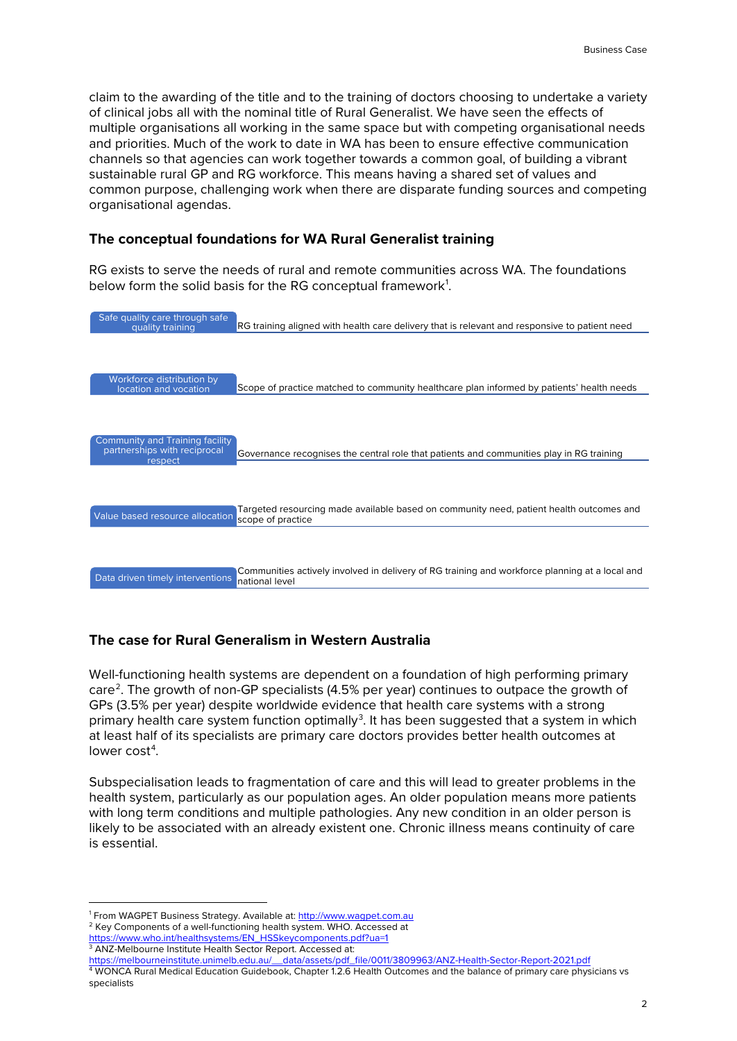claim to the awarding of the title and to the training of doctors choosing to undertake a variety of clinical jobs all with the nominal title of Rural Generalist. We have seen the effects of multiple organisations all working in the same space but with competing organisational needs and priorities. Much of the work to date in WA has been to ensure effective communication channels so that agencies can work together towards a common goal, of building a vibrant sustainable rural GP and RG workforce. This means having a shared set of values and common purpose, challenging work when there are disparate funding sources and competing organisational agendas.

## The conceptual foundations for WA Rural Generalist training

RG exists to serve the needs of rural and remote communities across WA. The foundations below form the solid basis for the RG conceptual framework[1].

| | |
|---|---|
| Safe quality care through safe quality training | RG training aligned with health care delivery that is relevant and responsive to patient need |
| Workforce distribution by location and vocation | Scope of practice matched to community healthcare plan informed by patients' health needs |
| Community and Training facility partnerships with reciprocal respect | Governance recognises the central role that patients and communities play in RG training |
| Value based resource allocation | Targeted resourcing made available based on community need, patient health outcomes and scope of practice |
| Data driven timely interventions | Communities actively involved in delivery of RG training and workforce planning at a local and national level |

## The case for Rural Generalism in Western Australia

Well-functioning health systems are dependent on a foundation of high performing primary care[2]. The growth of non-GP specialists (4.5% per year) continues to outpace the growth of GPs (3.5% per year) despite worldwide evidence that health care systems with a strong primary health care system function optimally[3]. It has been suggested that a system in which at least half of its specialists are primary care doctors provides better health outcomes at lower cost[4].

Subspecialisation leads to fragmentation of care and this will lead to greater problems in the health system, particularly as our population ages. An older population means more patients with long term conditions and multiple pathologies. Any new condition in an older person is likely to be associated with an already existent one. Chronic illness means continuity of care is essential.

---

[1] From WAGPET Business Strategy. Available at: http://www.wagpet.com.au

[2] Key Components of a well-functioning health system. WHO. Accessed at https://www.who.int/healthsystems/EN_HSSkeycomponents.pdf?ua=1

[3] ANZ-Melbourne Institute Health Sector Report. Accessed at: https://melbourneinstitute.unimelb.edu.au/__data/assets/pdf_file/0011/3809963/ANZ-Health-Sector-Report-2021.pdf

[4] WONCA Rural Medical Education Guidebook, Chapter 1.2.6 Health Outcomes and the balance of primary care physicians vs specialists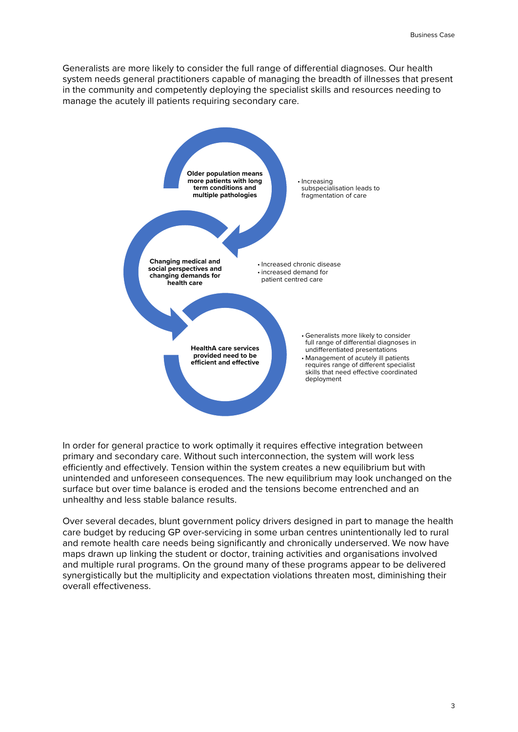Generalists are more likely to consider the full range of differential diagnoses. Our health system needs general practitioners capable of managing the breadth of illnesses that present in the community and competently deploying the specialist skills and resources needing to manage the acutely ill patients requiring secondary care.

**Older population means more patients with long term conditions and multiple pathologies**

- Increasing subspecialisation leads to fragmentation of care

**Changing medical and social perspectives and changing demands for health care**

- Increased chronic disease
- increased demand for patient centred care

**HealthA care services provided need to be efficient and effective**

- Generalists more likely to consider full range of differential diagnoses in undifferentiated presentations
- Management of acutely ill patients requires range of different specialist skills that need effective coordinated deployment

In order for general practice to work optimally it requires effective integration between primary and secondary care. Without such interconnection, the system will work less efficiently and effectively. Tension within the system creates a new equilibrium but with unintended and unforeseen consequences. The new equilibrium may look unchanged on the surface but over time balance is eroded and the tensions become entrenched and an unhealthy and less stable balance results.

Over several decades, blunt government policy drivers designed in part to manage the health care budget by reducing GP over-servicing in some urban centres unintentionally led to rural and remote health care needs being significantly and chronically underserved. We now have maps drawn up linking the student or doctor, training activities and organisations involved and multiple rural programs. On the ground many of these programs appear to be delivered synergistically but the multiplicity and expectation violations threaten most, diminishing their overall effectiveness.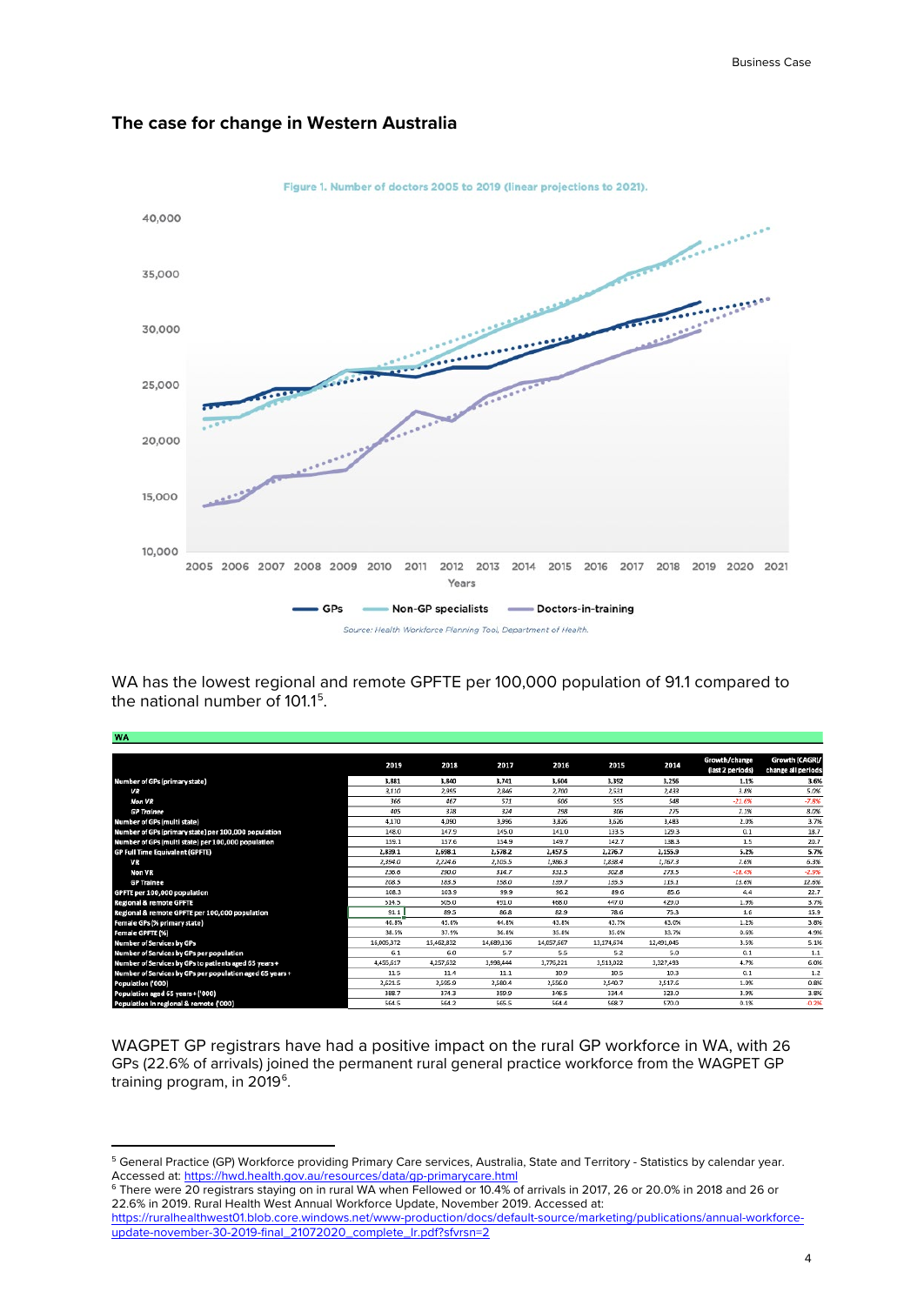## The case for change in Western Australia

Figure 1. Number of doctors 2005 to 2019 (linear projections to 2021).

40,000
35,000
30,000
25,000
20,000
15,000
10,000

2005 2006 2007 2008 2009 2010 2011 2012 2013 2014 2015 2016 2017 2018 2019 2020 2021

Years

GPs Non-GP specialists Doctors-in-training

*Source: Health Workforce Planning Tool, Department of Health.*

WA has the lowest regional and remote GPFTE per 100,000 population of 91.1 compared to the national number of 101.1[5].

| WA | 2019 | 2018 | 2017 | 2016 | 2015 | 2014 | Growth/change (last 2 periods) | Growth (CAGR)/ change all periods |
|---|---|---|---|---|---|---|---|---|
| Number of GPs (primary state) | 3,881 | 3,840 | 3,741 | 3,604 | 3,392 | 3,256 | 1.1% | 3.6% |
| *VR* | 3,110 | 2,995 | 2,846 | 2,700 | 2,531 | 2,433 | 3.8% | 5.0% |
| *Non VR* | 366 | 467 | 571 | 606 | 555 | 548 | -21.6% | -7.8% |
| *GP Trainee* | 405 | 378 | 324 | 298 | 306 | 275 | 7.1% | 8.0% |
| Number of GPs (multi state) | 4,170 | 4,090 | 3,996 | 3,826 | 3,626 | 3,483 | 2.0% | 3.7% |
| Number of GPs (primary state) per 100,000 population | 148.0 | 147.9 | 145.0 | 141.0 | 133.5 | 129.3 | 0.1 | 18.7 |
| Number of GPs (multi state) per 100,000 population | 159.1 | 157.6 | 154.9 | 149.7 | 142.7 | 138.3 | 1.5 | 20.7 |
| GP Full Time Equivalent (GPFTE) | 2,839.1 | 2,698.1 | 2,578.2 | 2,457.5 | 2,276.7 | 2,155.9 | 5.2% | 5.7% |
| VR | 2,394.0 | 2,224.6 | 2,105.5 | 1,986.3 | 1,838.4 | 1,767.3 | 7.6% | 6.3% |
| Non VR | 236.6 | 290.0 | 314.7 | 331.5 | 302.8 | 273.5 | -18.4% | -2.9% |
| GP Trainee | 208.5 | 183.5 | 158.0 | 139.7 | 135.5 | 115.1 | 13.6% | 12.6% |
| GPFTE per 100,000 population | 108.3 | 103.9 | 99.9 | 96.2 | 89.6 | 85.6 | 4.4 | 22.7 |
| Regional & remote GPFTE | 514.5 | 505.0 | 491.0 | 468.0 | 447.0 | 429.0 | 1.9% | 3.7% |
| Regional & remote GPFTE per 100,000 population | 91.1 | 89.5 | 86.8 | 82.9 | 78.6 | 75.3 | 1.6 | 15.9 |
| Female GPs (% primary state) | 46.8% | 45.6% | 44.8% | 43.8% | 43.7% | 43.0% | 1.2% | 3.8% |
| Female GPFTE (%) | 38.5% | 37.9% | 36.8% | 35.8% | 35.0% | 33.7% | 0.6% | 4.9% |
| Number of Services by GPs | 16,005,372 | 15,462,832 | 14,689,136 | 14,657,667 | 13,174,674 | 12,491,045 | 3.5% | 5.1% |
| Number of Services by GPs per population | 6.1 | 6.0 | 5.7 | 5.5 | 5.2 | 5.0 | 0.1 | 1.1 |
| Number of Services by GPs to patients aged 65 years+ | 4,455,617 | 4,257,632 | 3,998,444 | 3,776,221 | 3,513,022 | 3,327,493 | 4.7% | 6.0% |
| Number of Services by GPs per population aged 65 years+ | 11.5 | 11.4 | 11.1 | 10.9 | 10.5 | 10.3 | 0.1 | 1.2 |
| Population ('000) | 2,621.5 | 2,595.9 | 2,580.4 | 2,556.0 | 2,540.7 | 2,517.6 | 1.0% | 0.8% |
| Population aged 65 years+ ('000) | 388.7 | 374.3 | 359.0 | 346.5 | 334.4 | 323.0 | 3.9% | 3.8% |
| Population in regional & remote ('000) | 564.5 | 564.2 | 565.5 | 564.4 | 568.7 | 570.0 | 0.1% | -0.2% |

WAGPET GP registrars have had a positive impact on the rural GP workforce in WA, with 26 GPs (22.6% of arrivals) joined the permanent rural general practice workforce from the WAGPET GP training program, in 2019[6].

[5] General Practice (GP) Workforce providing Primary Care services, Australia, State and Territory - Statistics by calendar year. Accessed at: https://hwd.health.gov.au/resources/data/gp-primarycare.html

[6] There were 20 registrars staying on in rural WA when Fellowed or 10.4% of arrivals in 2017, 26 or 20.0% in 2018 and 26 or 22.6% in 2019. Rural Health West Annual Workforce Update, November 2019. Accessed at: https://ruralhealthwest01.blob.core.windows.net/www-production/docs/default-source/marketing/publications/annual-workforce-update-november-30-2019-final_21072020_complete_lr.pdf?sfvrsn=2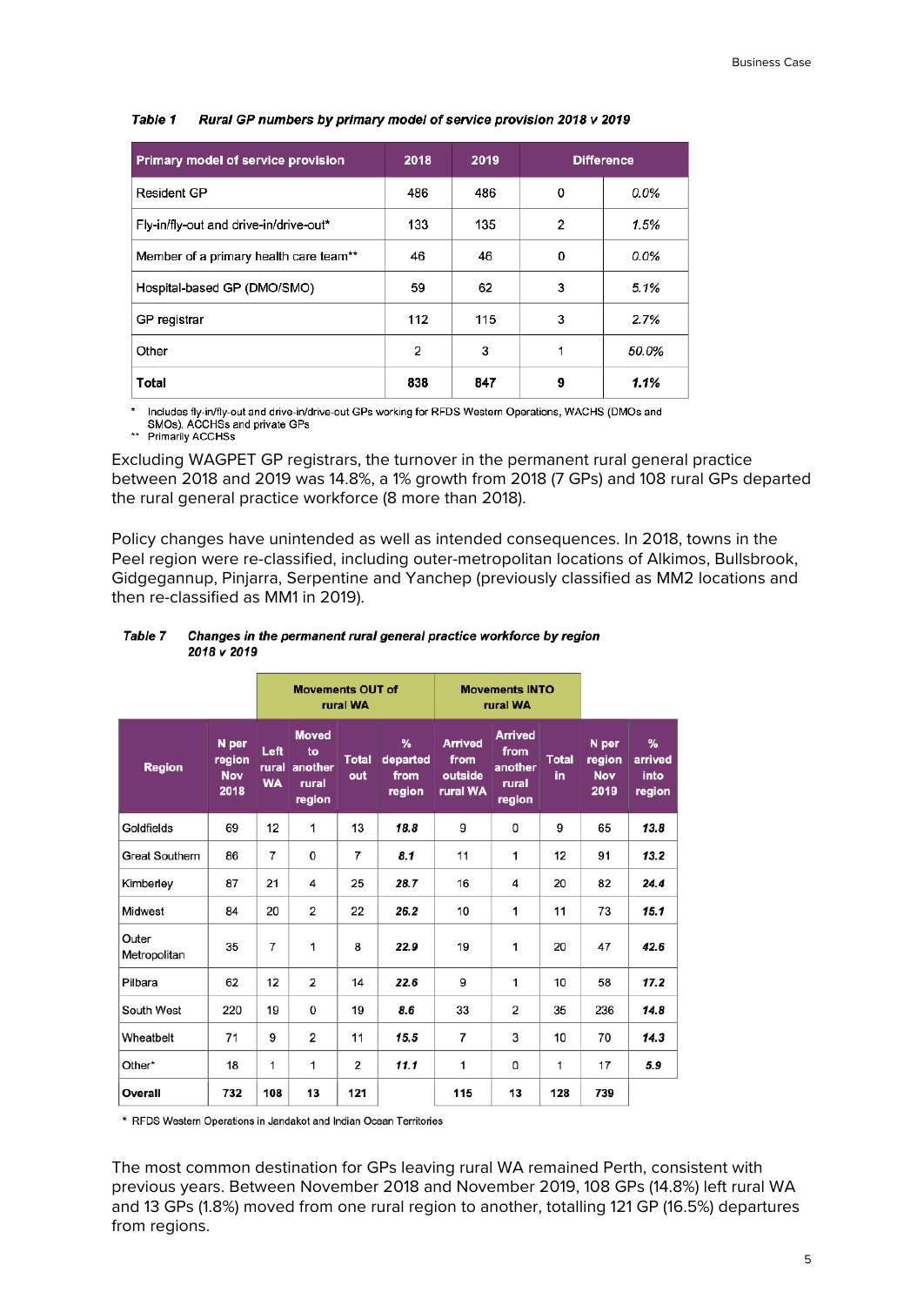***Table 1 Rural GP numbers by primary model of service provision 2018 v 2019***

| Primary model of service provision | 2018 | 2019 | Difference | |
|---|---|---|---|---|
| Resident GP | 486 | 486 | 0 | *0.0%* |
| Fly-in/fly-out and drive-in/drive-out* | 133 | 135 | 2 | *1.5%* |
| Member of a primary health care team** | 46 | 46 | 0 | *0.0%* |
| Hospital-based GP (DMO/SMO) | 59 | 62 | 3 | *5.1%* |
| GP registrar | 112 | 115 | 3 | *2.7%* |
| Other | 2 | 3 | 1 | *50.0%* |
| **Total** | **838** | **847** | **9** | ***1.1%*** |

\* Includes fly-in/fly-out and drive-in/drive-out GPs working for RFDS Western Operations, WACHS (DMOs and SMOs), ACCHSs and private GPs
** Primarily ACCHSs

Excluding WAGPET GP registrars, the turnover in the permanent rural general practice between 2018 and 2019 was 14.8%, a 1% growth from 2018 (7 GPs) and 108 rural GPs departed the rural general practice workforce (8 more than 2018).

Policy changes have unintended as well as intended consequences. In 2018, towns in the Peel region were re-classified, including outer-metropolitan locations of Alkimos, Bullsbrook, Gidgegannup, Pinjarra, Serpentine and Yanchep (previously classified as MM2 locations and then re-classified as MM1 in 2019).

***Table 7 Changes in the permanent rural general practice workforce by region 2018 v 2019***

| | | Movements OUT of rural WA | | | | Movements INTO rural WA | | | | |
|---|---|---|---|---|---|---|---|---|---|---|
| **Region** | **N per region Nov 2018** | **Left rural WA** | **Moved to another rural region** | **Total out** | **% departed from region** | **Arrived from outside rural WA** | **Arrived from another rural region** | **Total in** | **N per region Nov 2019** | **% arrived into region** |
| Goldfields | 69 | 12 | 1 | 13 | ***18.8*** | 9 | 0 | 9 | 65 | ***13.8*** |
| Great Southern | 86 | 7 | 0 | 7 | ***8.1*** | 11 | 1 | 12 | 91 | ***13.2*** |
| Kimberley | 87 | 21 | 4 | 25 | ***28.7*** | 16 | 4 | 20 | 82 | ***24.4*** |
| Midwest | 84 | 20 | 2 | 22 | ***26.2*** | 10 | 1 | 11 | 73 | ***15.1*** |
| Outer Metropolitan | 35 | 7 | 1 | 8 | ***22.9*** | 19 | 1 | 20 | 47 | ***42.6*** |
| Pilbara | 62 | 12 | 2 | 14 | ***22.6*** | 9 | 1 | 10 | 58 | ***17.2*** |
| South West | 220 | 19 | 0 | 19 | ***8.6*** | 33 | 2 | 35 | 236 | ***14.8*** |
| Wheatbelt | 71 | 9 | 2 | 11 | ***15.5*** | 7 | 3 | 10 | 70 | ***14.3*** |
| Other* | 18 | 1 | 1 | 2 | ***11.1*** | 1 | 0 | 1 | 17 | ***5.9*** |
| **Overall** | **732** | **108** | **13** | **121** | | **115** | **13** | **128** | **739** | |

\* RFDS Western Operations in Jandakot and Indian Ocean Territories

The most common destination for GPs leaving rural WA remained Perth, consistent with previous years. Between November 2018 and November 2019, 108 GPs (14.8%) left rural WA and 13 GPs (1.8%) moved from one rural region to another, totalling 121 GP (16.5%) departures from regions.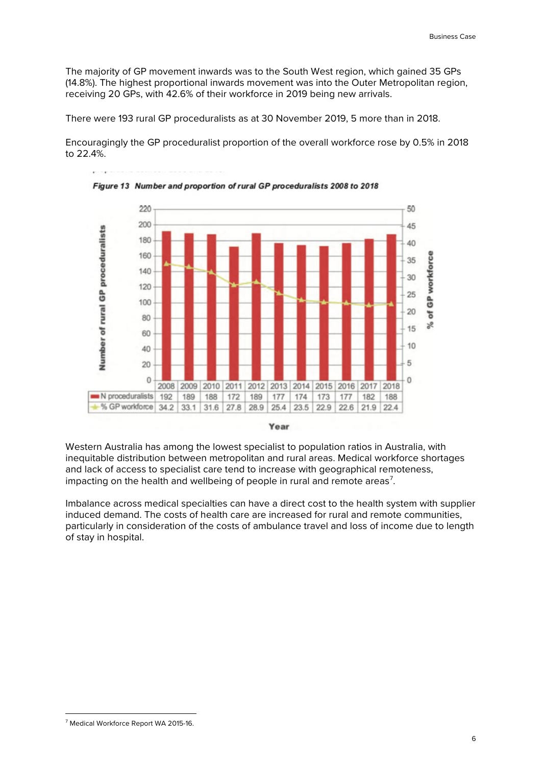The majority of GP movement inwards was to the South West region, which gained 35 GPs (14.8%). The highest proportional inwards movement was into the Outer Metropolitan region, receiving 20 GPs, with 42.6% of their workforce in 2019 being new arrivals.

There were 193 rural GP proceduralists as at 30 November 2019, 5 more than in 2018.

Encouragingly the GP proceduralist proportion of the overall workforce rose by 0.5% in 2018 to 22.4%.

***Figure 13 Number and proportion of rural GP proceduralists 2008 to 2018***

| | 2008 | 2009 | 2010 | 2011 | 2012 | 2013 | 2014 | 2015 | 2016 | 2017 | 2018 |
|---|---|---|---|---|---|---|---|---|---|---|---|
| N proceduralists | 192 | 189 | 188 | 172 | 189 | 177 | 174 | 173 | 177 | 182 | 188 |
| % GP workforce | 34.2 | 33.1 | 31.6 | 27.8 | 28.9 | 25.4 | 23.5 | 22.9 | 22.6 | 21.9 | 22.4 |

Western Australia has among the lowest specialist to population ratios in Australia, with inequitable distribution between metropolitan and rural areas. Medical workforce shortages and lack of access to specialist care tend to increase with geographical remoteness, impacting on the health and wellbeing of people in rural and remote areas[7].

Imbalance across medical specialties can have a direct cost to the health system with supplier induced demand. The costs of health care are increased for rural and remote communities, particularly in consideration of the costs of ambulance travel and loss of income due to length of stay in hospital.

[7] Medical Workforce Report WA 2015-16.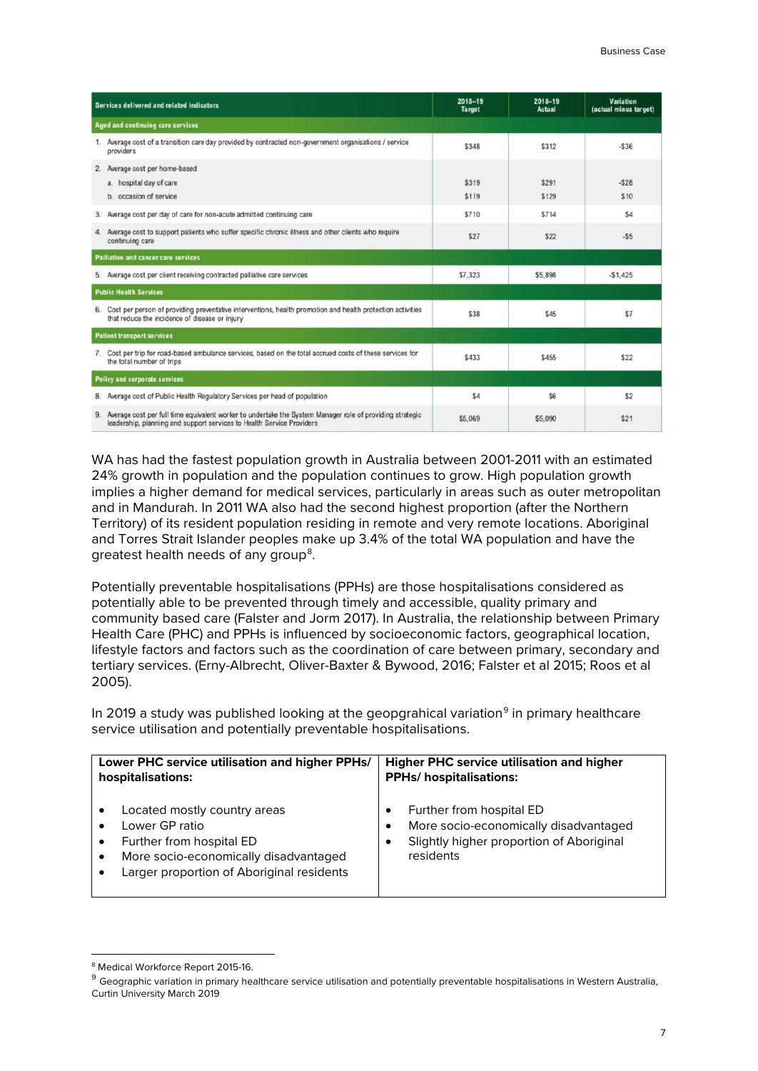| Services delivered and related indicators | 2018–19 Target | 2018–19 Actual | Variation (actual minus target) |
|---|---|---|---|
| **Aged and continuing care services** | | | |
| 1. Average cost of a transition care day provided by contracted non-government organisations / service providers | $348 | $312 | -$36 |
| 2. Average cost per home-based | | | |
| a. hospital day of care | $319 | $291 | -$28 |
| b. occasion of service | $119 | $129 | $10 |
| 3. Average cost per day of care for non-acute admitted continuing care | $710 | $714 | $4 |
| 4. Average cost to support patients who suffer specific chronic illness and other clients who require continuing care | $27 | $22 | -$5 |
| **Palliative and cancer care services** | | | |
| 5. Average cost per client receiving contracted palliative care services | $7,323 | $5,898 | -$1,425 |
| **Public Health Services** | | | |
| 6. Cost per person of providing preventative interventions, health promotion and health protection activities that reduce the incidence of disease or injury | $38 | $45 | $7 |
| **Patient transport services** | | | |
| 7. Cost per trip for road-based ambulance services, based on the total accrued costs of these services for the total number of trips | $433 | $455 | $22 |
| **Policy and corporate services** | | | |
| 8. Average cost of Public Health Regulatory Services per head of population | $4 | $6 | $2 |
| 9. Average cost per full time equivalent worker to undertake the System Manager role of providing strategic leadership, planning and support services to Health Service Providers | $5,069 | $5,090 | $21 |

WA has had the fastest population growth in Australia between 2001-2011 with an estimated 24% growth in population and the population continues to grow. High population growth implies a higher demand for medical services, particularly in areas such as outer metropolitan and in Mandurah. In 2011 WA also had the second highest proportion (after the Northern Territory) of its resident population residing in remote and very remote locations. Aboriginal and Torres Strait Islander peoples make up 3.4% of the total WA population and have the greatest health needs of any group[8].

Potentially preventable hospitalisations (PPHs) are those hospitalisations considered as potentially able to be prevented through timely and accessible, quality primary and community based care (Falster and Jorm 2017). In Australia, the relationship between Primary Health Care (PHC) and PPHs is influenced by socioeconomic factors, geographical location, lifestyle factors and factors such as the coordination of care between primary, secondary and tertiary services. (Erny-Albrecht, Oliver-Baxter & Bywood, 2016; Falster et al 2015; Roos et al 2005).

In 2019 a study was published looking at the geopgrahical variation[9] in primary healthcare service utilisation and potentially preventable hospitalisations.

| Lower PHC service utilisation and higher PPHs/ hospitalisations: | Higher PHC service utilisation and higher PPHs/ hospitalisations: |
|---|---|
| • Located mostly country areas<br>• Lower GP ratio<br>• Further from hospital ED<br>• More socio-economically disadvantaged<br>• Larger proportion of Aboriginal residents | • Further from hospital ED<br>• More socio-economically disadvantaged<br>• Slightly higher proportion of Aboriginal residents |

[8] Medical Workforce Report 2015-16.

[9] Geographic variation in primary healthcare service utilisation and potentially preventable hospitalisations in Western Australia, Curtin University March 2019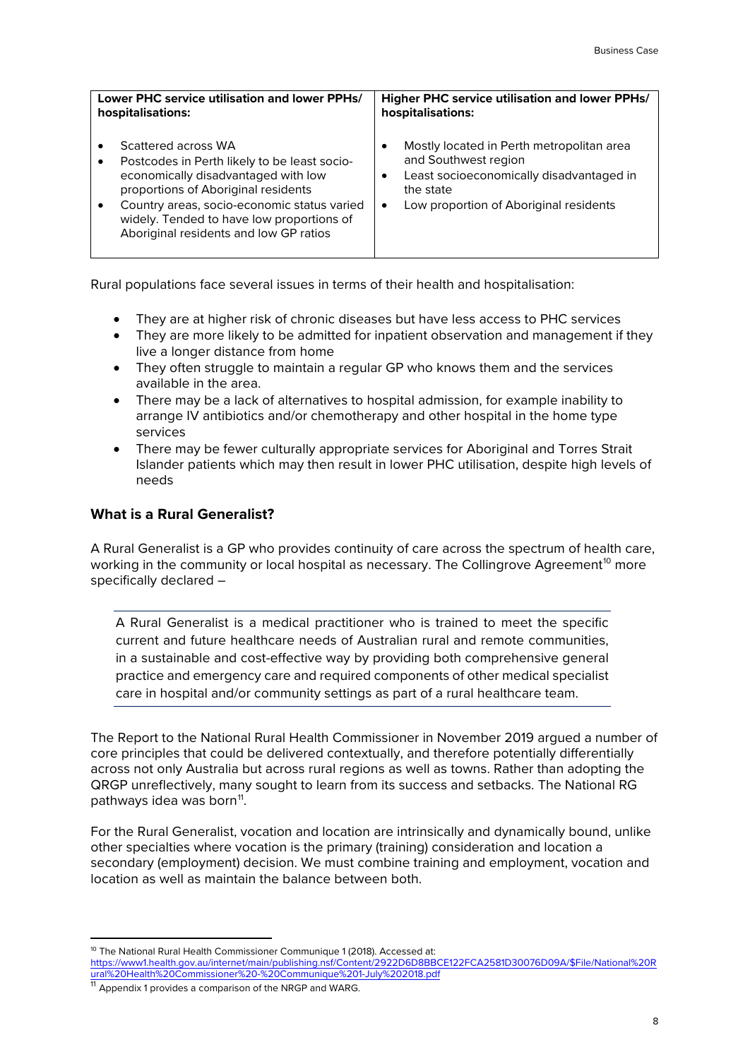| Lower PHC service utilisation and lower PPHs/ hospitalisations: | Higher PHC service utilisation and lower PPHs/ hospitalisations: |
|---|---|
| • Scattered across WA<br>• Postcodes in Perth likely to be least socio-economically disadvantaged with low proportions of Aboriginal residents<br>• Country areas, socio-economic status varied widely. Tended to have low proportions of Aboriginal residents and low GP ratios | • Mostly located in Perth metropolitan area and Southwest region<br>• Least socioeconomically disadvantaged in the state<br>• Low proportion of Aboriginal residents |

Rural populations face several issues in terms of their health and hospitalisation:

- They are at higher risk of chronic diseases but have less access to PHC services
- They are more likely to be admitted for inpatient observation and management if they live a longer distance from home
- They often struggle to maintain a regular GP who knows them and the services available in the area.
- There may be a lack of alternatives to hospital admission, for example inability to arrange IV antibiotics and/or chemotherapy and other hospital in the home type services
- There may be fewer culturally appropriate services for Aboriginal and Torres Strait Islander patients which may then result in lower PHC utilisation, despite high levels of needs

### What is a Rural Generalist?

A Rural Generalist is a GP who provides continuity of care across the spectrum of health care, working in the community or local hospital as necessary. The Collingrove Agreement[10] more specifically declared –

> A Rural Generalist is a medical practitioner who is trained to meet the specific current and future healthcare needs of Australian rural and remote communities, in a sustainable and cost-effective way by providing both comprehensive general practice and emergency care and required components of other medical specialist care in hospital and/or community settings as part of a rural healthcare team.

The Report to the National Rural Health Commissioner in November 2019 argued a number of core principles that could be delivered contextually, and therefore potentially differentially across not only Australia but across rural regions as well as towns. Rather than adopting the QRGP unreflectively, many sought to learn from its success and setbacks. The National RG pathways idea was born[11].

For the Rural Generalist, vocation and location are intrinsically and dynamically bound, unlike other specialties where vocation is the primary (training) consideration and location a secondary (employment) decision. We must combine training and employment, vocation and location as well as maintain the balance between both.

[10] The National Rural Health Commissioner Communique 1 (2018). Accessed at: https://www1.health.gov.au/internet/main/publishing.nsf/Content/2922D6D8BBCE122FCA2581D30076D09A/$File/National%20Rural%20Health%20Commissioner%20-%20Communique%201-July%202018.pdf

[11] Appendix 1 provides a comparison of the NRGP and WARG.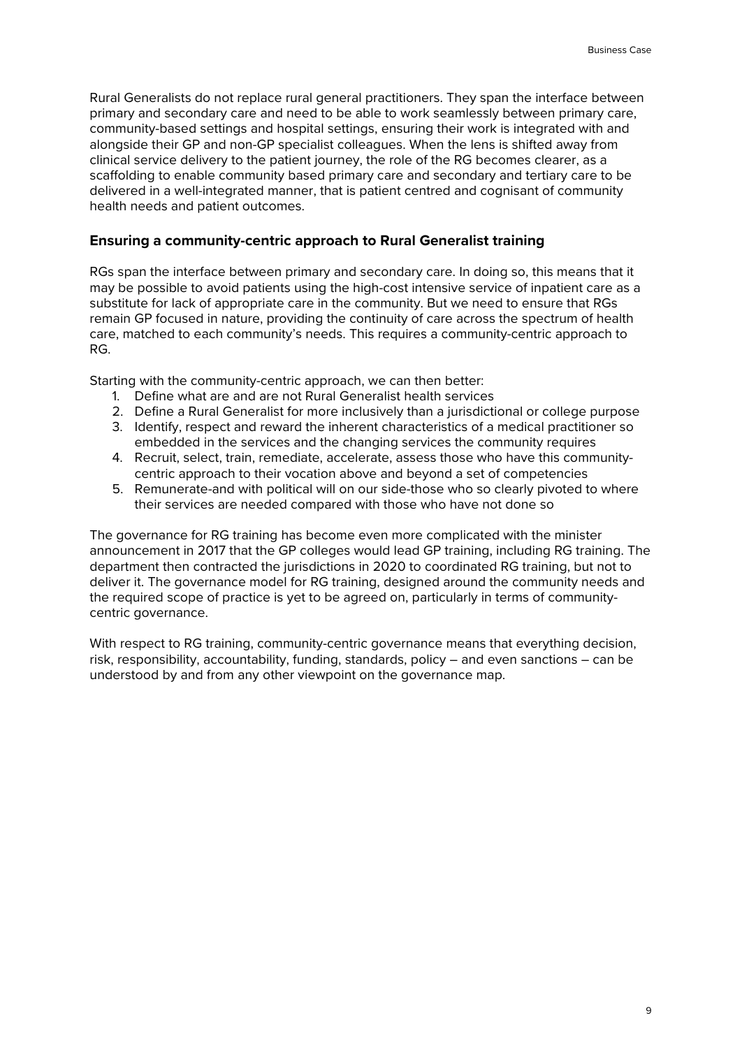Rural Generalists do not replace rural general practitioners. They span the interface between primary and secondary care and need to be able to work seamlessly between primary care, community-based settings and hospital settings, ensuring their work is integrated with and alongside their GP and non-GP specialist colleagues. When the lens is shifted away from clinical service delivery to the patient journey, the role of the RG becomes clearer, as a scaffolding to enable community based primary care and secondary and tertiary care to be delivered in a well-integrated manner, that is patient centred and cognisant of community health needs and patient outcomes.

### Ensuring a community-centric approach to Rural Generalist training

RGs span the interface between primary and secondary care. In doing so, this means that it may be possible to avoid patients using the high-cost intensive service of inpatient care as a substitute for lack of appropriate care in the community. But we need to ensure that RGs remain GP focused in nature, providing the continuity of care across the spectrum of health care, matched to each community's needs. This requires a community-centric approach to RG.

Starting with the community-centric approach, we can then better:

1. Define what are and are not Rural Generalist health services
2. Define a Rural Generalist for more inclusively than a jurisdictional or college purpose
3. Identify, respect and reward the inherent characteristics of a medical practitioner so embedded in the services and the changing services the community requires
4. Recruit, select, train, remediate, accelerate, assess those who have this community-centric approach to their vocation above and beyond a set of competencies
5. Remunerate-and with political will on our side-those who so clearly pivoted to where their services are needed compared with those who have not done so

The governance for RG training has become even more complicated with the minister announcement in 2017 that the GP colleges would lead GP training, including RG training. The department then contracted the jurisdictions in 2020 to coordinated RG training, but not to deliver it. The governance model for RG training, designed around the community needs and the required scope of practice is yet to be agreed on, particularly in terms of community-centric governance.

With respect to RG training, community-centric governance means that everything decision, risk, responsibility, accountability, funding, standards, policy – and even sanctions – can be understood by and from any other viewpoint on the governance map.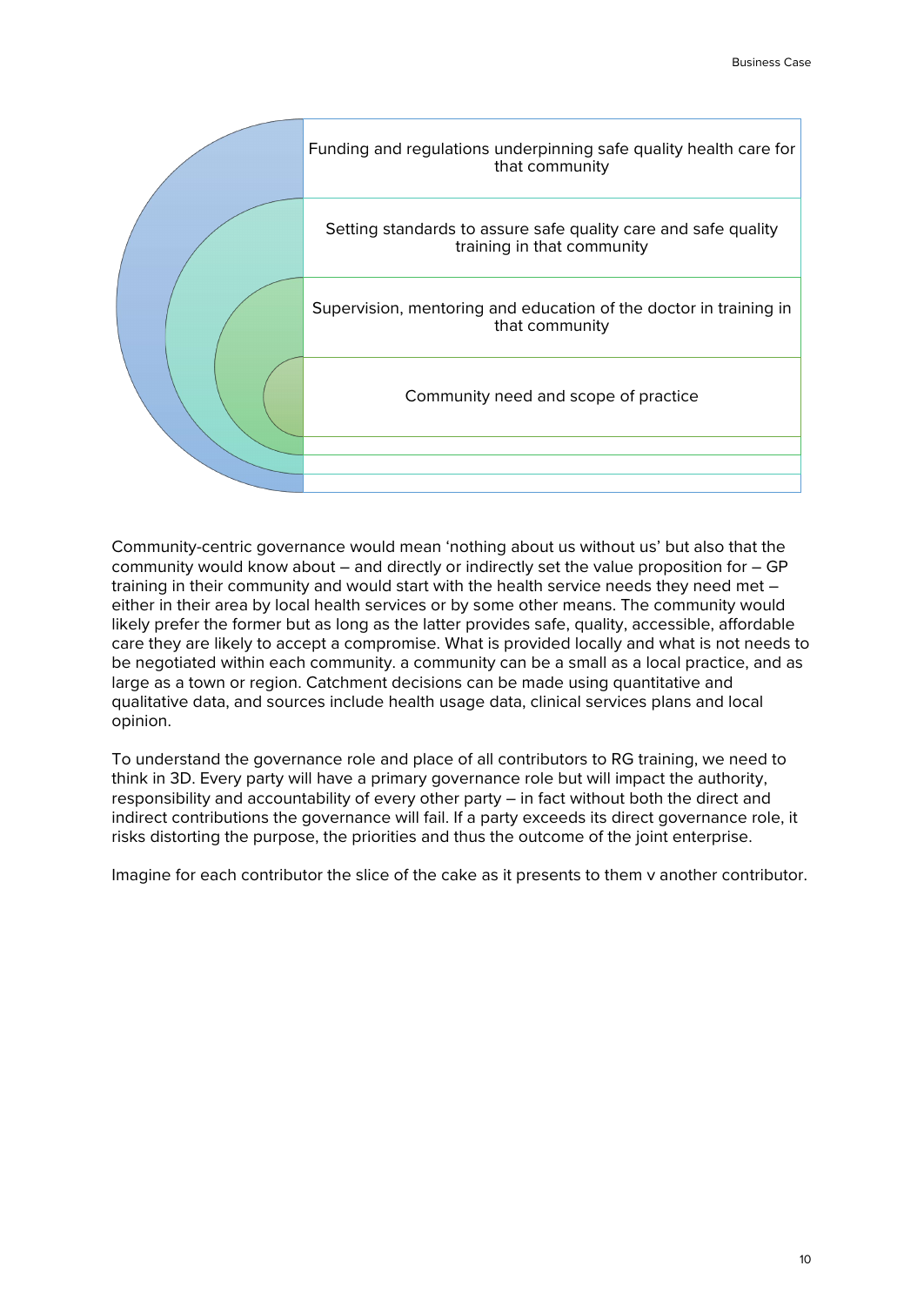Funding and regulations underpinning safe quality health care for that community

Setting standards to assure safe quality care and safe quality training in that community

Supervision, mentoring and education of the doctor in training in that community

Community need and scope of practice

Community-centric governance would mean 'nothing about us without us' but also that the community would know about – and directly or indirectly set the value proposition for – GP training in their community and would start with the health service needs they need met – either in their area by local health services or by some other means. The community would likely prefer the former but as long as the latter provides safe, quality, accessible, affordable care they are likely to accept a compromise. What is provided locally and what is not needs to be negotiated within each community. a community can be a small as a local practice, and as large as a town or region. Catchment decisions can be made using quantitative and qualitative data, and sources include health usage data, clinical services plans and local opinion.

To understand the governance role and place of all contributors to RG training, we need to think in 3D. Every party will have a primary governance role but will impact the authority, responsibility and accountability of every other party – in fact without both the direct and indirect contributions the governance will fail. If a party exceeds its direct governance role, it risks distorting the purpose, the priorities and thus the outcome of the joint enterprise.

Imagine for each contributor the slice of the cake as it presents to them v another contributor.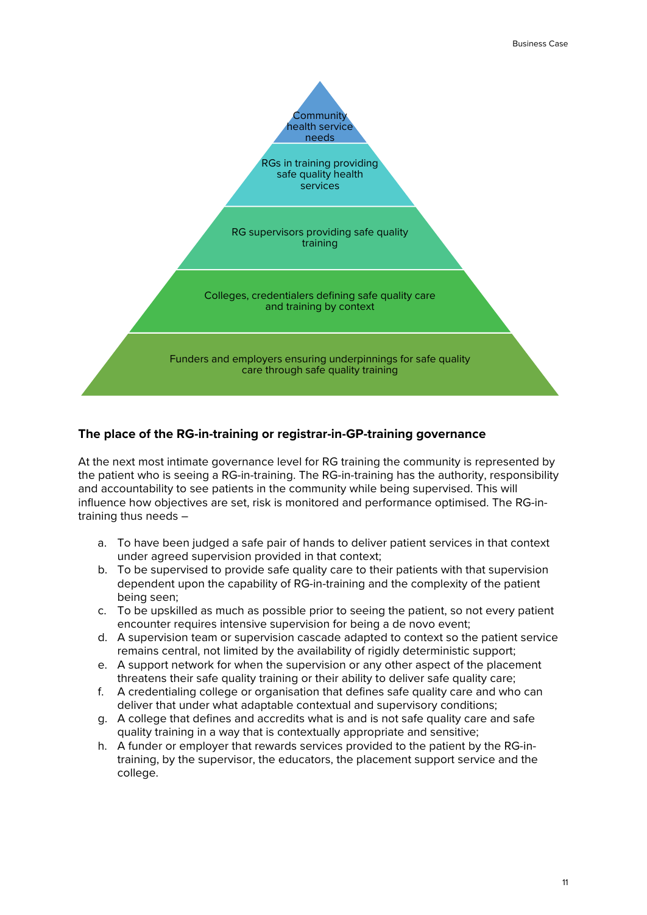Community health service needs

RGs in training providing safe quality health services

RG supervisors providing safe quality training

Colleges, credentialers defining safe quality care and training by context

Funders and employers ensuring underpinnings for safe quality care through safe quality training

### The place of the RG-in-training or registrar-in-GP-training governance

At the next most intimate governance level for RG training the community is represented by the patient who is seeing a RG-in-training. The RG-in-training has the authority, responsibility and accountability to see patients in the community while being supervised. This will influence how objectives are set, risk is monitored and performance optimised. The RG-in-training thus needs –

a. To have been judged a safe pair of hands to deliver patient services in that context under agreed supervision provided in that context;
b. To be supervised to provide safe quality care to their patients with that supervision dependent upon the capability of RG-in-training and the complexity of the patient being seen;
c. To be upskilled as much as possible prior to seeing the patient, so not every patient encounter requires intensive supervision for being a de novo event;
d. A supervision team or supervision cascade adapted to context so the patient service remains central, not limited by the availability of rigidly deterministic support;
e. A support network for when the supervision or any other aspect of the placement threatens their safe quality training or their ability to deliver safe quality care;
f. A credentialing college or organisation that defines safe quality care and who can deliver that under what adaptable contextual and supervisory conditions;
g. A college that defines and accredits what is and is not safe quality care and safe quality training in a way that is contextually appropriate and sensitive;
h. A funder or employer that rewards services provided to the patient by the RG-in-training, by the supervisor, the educators, the placement support service and the college.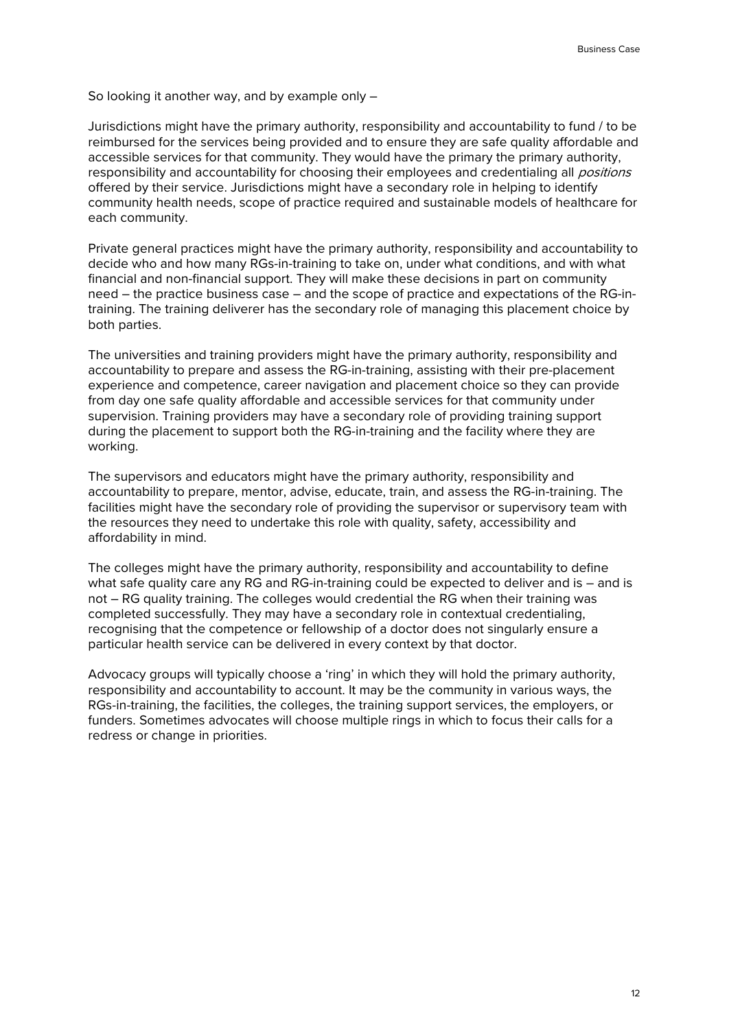So looking it another way, and by example only –

Jurisdictions might have the primary authority, responsibility and accountability to fund / to be reimbursed for the services being provided and to ensure they are safe quality affordable and accessible services for that community. They would have the primary the primary authority, responsibility and accountability for choosing their employees and credentialing all *positions* offered by their service. Jurisdictions might have a secondary role in helping to identify community health needs, scope of practice required and sustainable models of healthcare for each community.

Private general practices might have the primary authority, responsibility and accountability to decide who and how many RGs-in-training to take on, under what conditions, and with what financial and non-financial support. They will make these decisions in part on community need – the practice business case – and the scope of practice and expectations of the RG-in-training. The training deliverer has the secondary role of managing this placement choice by both parties.

The universities and training providers might have the primary authority, responsibility and accountability to prepare and assess the RG-in-training, assisting with their pre-placement experience and competence, career navigation and placement choice so they can provide from day one safe quality affordable and accessible services for that community under supervision. Training providers may have a secondary role of providing training support during the placement to support both the RG-in-training and the facility where they are working.

The supervisors and educators might have the primary authority, responsibility and accountability to prepare, mentor, advise, educate, train, and assess the RG-in-training. The facilities might have the secondary role of providing the supervisor or supervisory team with the resources they need to undertake this role with quality, safety, accessibility and affordability in mind.

The colleges might have the primary authority, responsibility and accountability to define what safe quality care any RG and RG-in-training could be expected to deliver and is – and is not – RG quality training. The colleges would credential the RG when their training was completed successfully. They may have a secondary role in contextual credentialing, recognising that the competence or fellowship of a doctor does not singularly ensure a particular health service can be delivered in every context by that doctor.

Advocacy groups will typically choose a 'ring' in which they will hold the primary authority, responsibility and accountability to account. It may be the community in various ways, the RGs-in-training, the facilities, the colleges, the training support services, the employers, or funders. Sometimes advocates will choose multiple rings in which to focus their calls for a redress or change in priorities.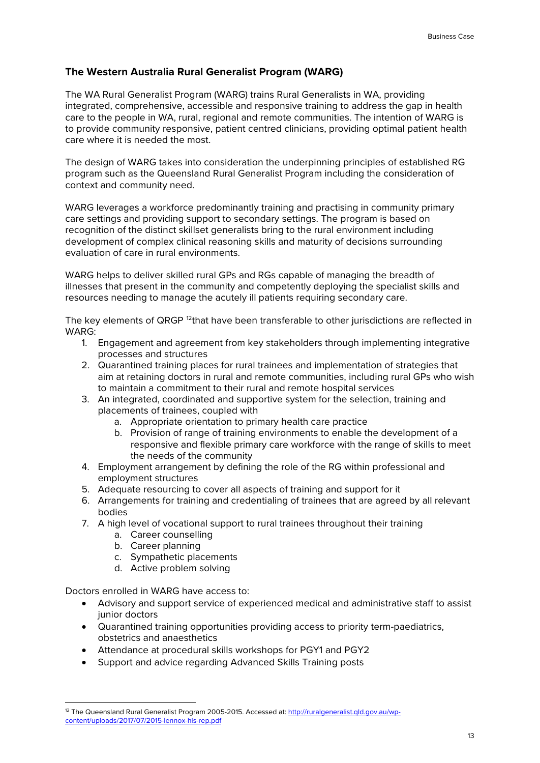### The Western Australia Rural Generalist Program (WARG)

The WA Rural Generalist Program (WARG) trains Rural Generalists in WA, providing integrated, comprehensive, accessible and responsive training to address the gap in health care to the people in WA, rural, regional and remote communities. The intention of WARG is to provide community responsive, patient centred clinicians, providing optimal patient health care where it is needed the most.

The design of WARG takes into consideration the underpinning principles of established RG program such as the Queensland Rural Generalist Program including the consideration of context and community need.

WARG leverages a workforce predominantly training and practising in community primary care settings and providing support to secondary settings. The program is based on recognition of the distinct skillset generalists bring to the rural environment including development of complex clinical reasoning skills and maturity of decisions surrounding evaluation of care in rural environments.

WARG helps to deliver skilled rural GPs and RGs capable of managing the breadth of illnesses that present in the community and competently deploying the specialist skills and resources needing to manage the acutely ill patients requiring secondary care.

The key elements of QRGP [12]that have been transferable to other jurisdictions are reflected in WARG:

1. Engagement and agreement from key stakeholders through implementing integrative processes and structures
2. Quarantined training places for rural trainees and implementation of strategies that aim at retaining doctors in rural and remote communities, including rural GPs who wish to maintain a commitment to their rural and remote hospital services
3. An integrated, coordinated and supportive system for the selection, training and placements of trainees, coupled with
   a. Appropriate orientation to primary health care practice
   b. Provision of range of training environments to enable the development of a responsive and flexible primary care workforce with the range of skills to meet the needs of the community
4. Employment arrangement by defining the role of the RG within professional and employment structures
5. Adequate resourcing to cover all aspects of training and support for it
6. Arrangements for training and credentialing of trainees that are agreed by all relevant bodies
7. A high level of vocational support to rural trainees throughout their training
   a. Career counselling
   b. Career planning
   c. Sympathetic placements
   d. Active problem solving

Doctors enrolled in WARG have access to:

- Advisory and support service of experienced medical and administrative staff to assist junior doctors
- Quarantined training opportunities providing access to priority term-paediatrics, obstetrics and anaesthetics
- Attendance at procedural skills workshops for PGY1 and PGY2
- Support and advice regarding Advanced Skills Training posts

[12] The Queensland Rural Generalist Program 2005-2015. Accessed at: http://ruralgeneralist.qld.gov.au/wp-content/uploads/2017/07/2015-lennox-his-rep.pdf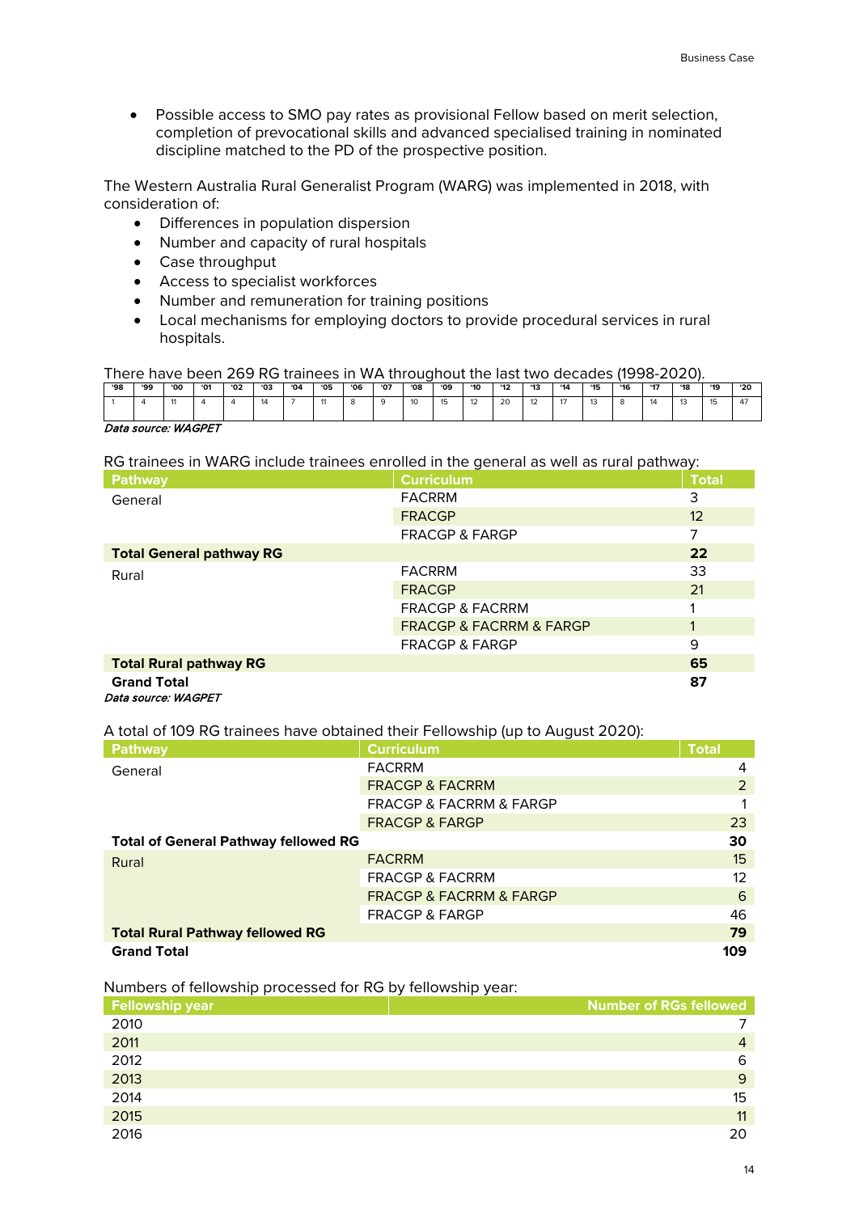- Possible access to SMO pay rates as provisional Fellow based on merit selection, completion of prevocational skills and advanced specialised training in nominated discipline matched to the PD of the prospective position.

The Western Australia Rural Generalist Program (WARG) was implemented in 2018, with consideration of:

- Differences in population dispersion
- Number and capacity of rural hospitals
- Case throughput
- Access to specialist workforces
- Number and remuneration for training positions
- Local mechanisms for employing doctors to provide procedural services in rural hospitals.

There have been 269 RG trainees in WA throughout the last two decades (1998-2020).

| '98 | '99 | '00 | '01 | '02 | '03 | '04 | '05 | '06 | '07 | '08 | '09 | '10 | '12 | '13 | '14 | '15 | '16 | '17 | '18 | '19 | '20 |
|---|---|---|---|---|---|---|---|---|---|---|---|---|---|---|---|---|---|---|---|---|---|
| 1 | 4 | 11 | 4 | 4 | 14 | 7 | 11 | 8 | 9 | 10 | 15 | 12 | 20 | 12 | 17 | 13 | 8 | 14 | 13 | 15 | 47 |

***Data source: WAGPET***

RG trainees in WARG include trainees enrolled in the general as well as rural pathway:

| Pathway | Curriculum | Total |
|---|---|---|
| General | FACRRM | 3 |
| | FRACGP | 12 |
| | FRACGP & FARGP | 7 |
| **Total General pathway RG** | | **22** |
| Rural | FACRRM | 33 |
| | FRACGP | 21 |
| | FRACGP & FACRRM | 1 |
| | FRACGP & FACRRM & FARGP | 1 |
| | FRACGP & FARGP | 9 |
| **Total Rural pathway RG** | | **65** |
| **Grand Total** | | **87** |

***Data source: WAGPET***

A total of 109 RG trainees have obtained their Fellowship (up to August 2020):

| Pathway | Curriculum | Total |
|---|---|---|
| General | FACRRM | 4 |
| | FRACGP & FACRRM | 2 |
| | FRACGP & FACRRM & FARGP | 1 |
| | FRACGP & FARGP | 23 |
| **Total of General Pathway fellowed RG** | | **30** |
| Rural | FACRRM | 15 |
| | FRACGP & FACRRM | 12 |
| | FRACGP & FACRRM & FARGP | 6 |
| | FRACGP & FARGP | 46 |
| **Total Rural Pathway fellowed RG** | | **79** |
| **Grand Total** | | **109** |

Numbers of fellowship processed for RG by fellowship year:

| Fellowship year | Number of RGs fellowed |
|---|---|
| 2010 | 7 |
| 2011 | 4 |
| 2012 | 6 |
| 2013 | 9 |
| 2014 | 15 |
| 2015 | 11 |
| 2016 | 20 |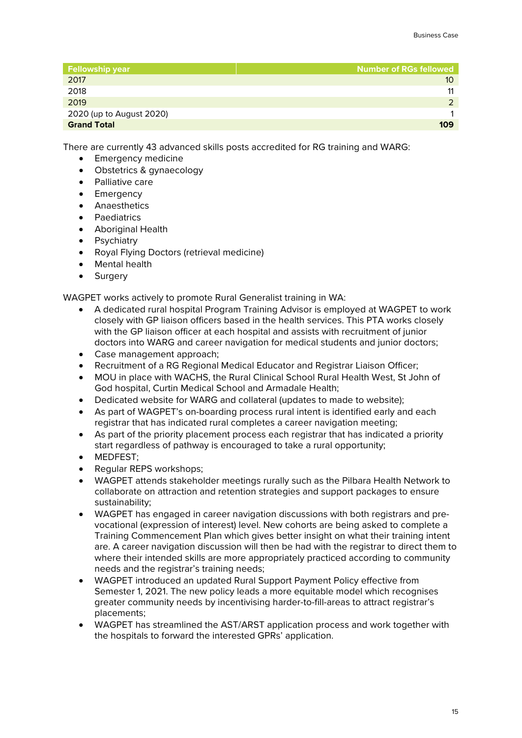| Fellowship year | Number of RGs fellowed |
|---|---|
| 2017 | 10 |
| 2018 | 11 |
| 2019 | 2 |
| 2020 (up to August 2020) | 1 |
| **Grand Total** | **109** |

There are currently 43 advanced skills posts accredited for RG training and WARG:

- Emergency medicine
- Obstetrics & gynaecology
- Palliative care
- Emergency
- Anaesthetics
- Paediatrics
- Aboriginal Health
- Psychiatry
- Royal Flying Doctors (retrieval medicine)
- Mental health
- Surgery

WAGPET works actively to promote Rural Generalist training in WA:

- A dedicated rural hospital Program Training Advisor is employed at WAGPET to work closely with GP liaison officers based in the health services. This PTA works closely with the GP liaison officer at each hospital and assists with recruitment of junior doctors into WARG and career navigation for medical students and junior doctors;
- Case management approach;
- Recruitment of a RG Regional Medical Educator and Registrar Liaison Officer;
- MOU in place with WACHS, the Rural Clinical School Rural Health West, St John of God hospital, Curtin Medical School and Armadale Health;
- Dedicated website for WARG and collateral (updates to made to website);
- As part of WAGPET's on-boarding process rural intent is identified early and each registrar that has indicated rural completes a career navigation meeting;
- As part of the priority placement process each registrar that has indicated a priority start regardless of pathway is encouraged to take a rural opportunity;
- MEDFEST;
- Regular REPS workshops;
- WAGPET attends stakeholder meetings rurally such as the Pilbara Health Network to collaborate on attraction and retention strategies and support packages to ensure sustainability;
- WAGPET has engaged in career navigation discussions with both registrars and pre-vocational (expression of interest) level. New cohorts are being asked to complete a Training Commencement Plan which gives better insight on what their training intent are. A career navigation discussion will then be had with the registrar to direct them to where their intended skills are more appropriately practiced according to community needs and the registrar's training needs;
- WAGPET introduced an updated Rural Support Payment Policy effective from Semester 1, 2021. The new policy leads a more equitable model which recognises greater community needs by incentivising harder-to-fill-areas to attract registrar's placements;
- WAGPET has streamlined the AST/ARST application process and work together with the hospitals to forward the interested GPRs' application.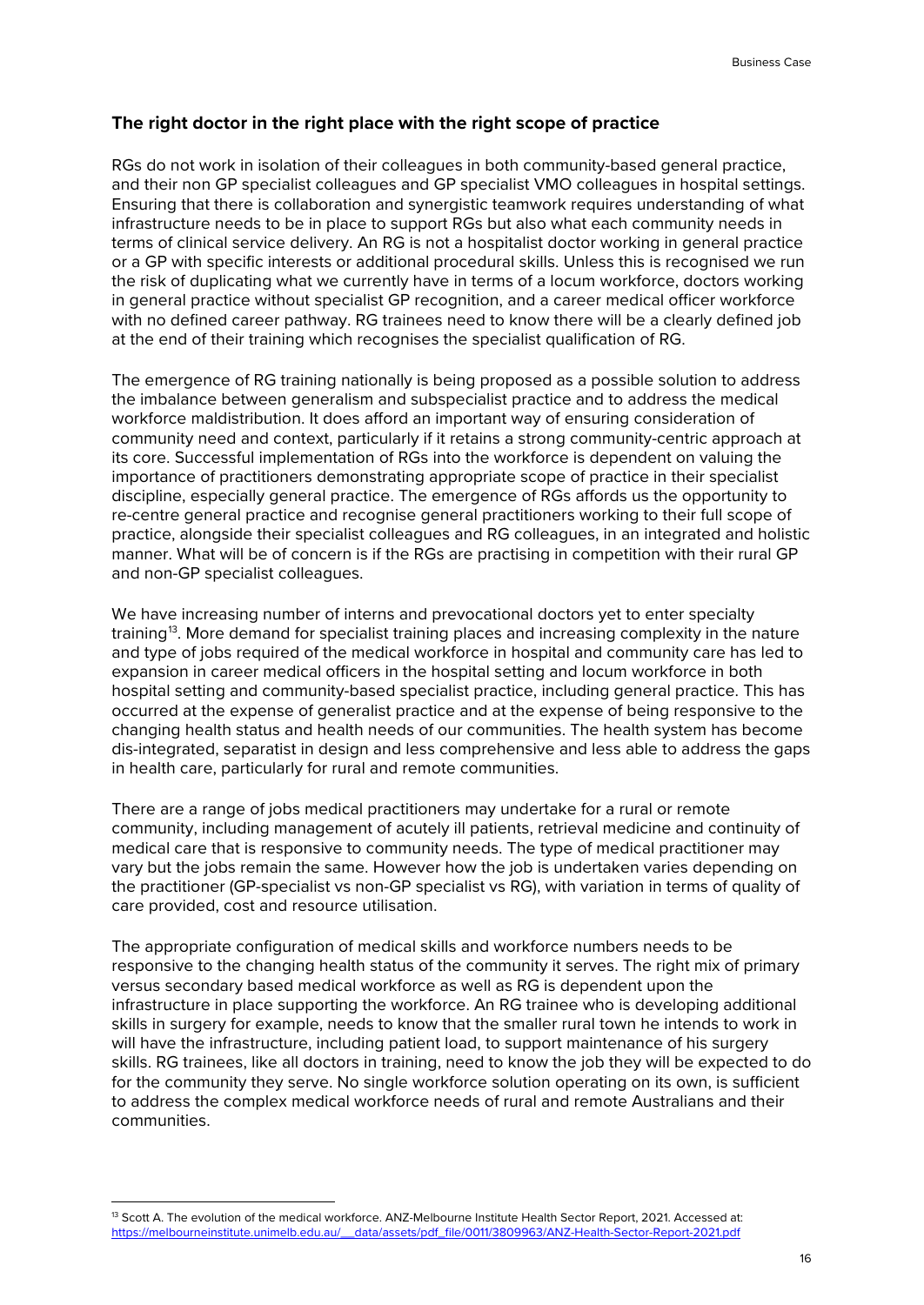## The right doctor in the right place with the right scope of practice

RGs do not work in isolation of their colleagues in both community-based general practice, and their non GP specialist colleagues and GP specialist VMO colleagues in hospital settings. Ensuring that there is collaboration and synergistic teamwork requires understanding of what infrastructure needs to be in place to support RGs but also what each community needs in terms of clinical service delivery. An RG is not a hospitalist doctor working in general practice or a GP with specific interests or additional procedural skills. Unless this is recognised we run the risk of duplicating what we currently have in terms of a locum workforce, doctors working in general practice without specialist GP recognition, and a career medical officer workforce with no defined career pathway. RG trainees need to know there will be a clearly defined job at the end of their training which recognises the specialist qualification of RG.

The emergence of RG training nationally is being proposed as a possible solution to address the imbalance between generalism and subspecialist practice and to address the medical workforce maldistribution. It does afford an important way of ensuring consideration of community need and context, particularly if it retains a strong community-centric approach at its core. Successful implementation of RGs into the workforce is dependent on valuing the importance of practitioners demonstrating appropriate scope of practice in their specialist discipline, especially general practice. The emergence of RGs affords us the opportunity to re-centre general practice and recognise general practitioners working to their full scope of practice, alongside their specialist colleagues and RG colleagues, in an integrated and holistic manner. What will be of concern is if the RGs are practising in competition with their rural GP and non-GP specialist colleagues.

We have increasing number of interns and prevocational doctors yet to enter specialty training[13]. More demand for specialist training places and increasing complexity in the nature and type of jobs required of the medical workforce in hospital and community care has led to expansion in career medical officers in the hospital setting and locum workforce in both hospital setting and community-based specialist practice, including general practice. This has occurred at the expense of generalist practice and at the expense of being responsive to the changing health status and health needs of our communities. The health system has become dis-integrated, separatist in design and less comprehensive and less able to address the gaps in health care, particularly for rural and remote communities.

There are a range of jobs medical practitioners may undertake for a rural or remote community, including management of acutely ill patients, retrieval medicine and continuity of medical care that is responsive to community needs. The type of medical practitioner may vary but the jobs remain the same. However how the job is undertaken varies depending on the practitioner (GP-specialist vs non-GP specialist vs RG), with variation in terms of quality of care provided, cost and resource utilisation.

The appropriate configuration of medical skills and workforce numbers needs to be responsive to the changing health status of the community it serves. The right mix of primary versus secondary based medical workforce as well as RG is dependent upon the infrastructure in place supporting the workforce. An RG trainee who is developing additional skills in surgery for example, needs to know that the smaller rural town he intends to work in will have the infrastructure, including patient load, to support maintenance of his surgery skills. RG trainees, like all doctors in training, need to know the job they will be expected to do for the community they serve. No single workforce solution operating on its own, is sufficient to address the complex medical workforce needs of rural and remote Australians and their communities.

---

[13] Scott A. The evolution of the medical workforce. ANZ-Melbourne Institute Health Sector Report, 2021. Accessed at: https://melbourneinstitute.unimelb.edu.au/__data/assets/pdf_file/0011/3809963/ANZ-Health-Sector-Report-2021.pdf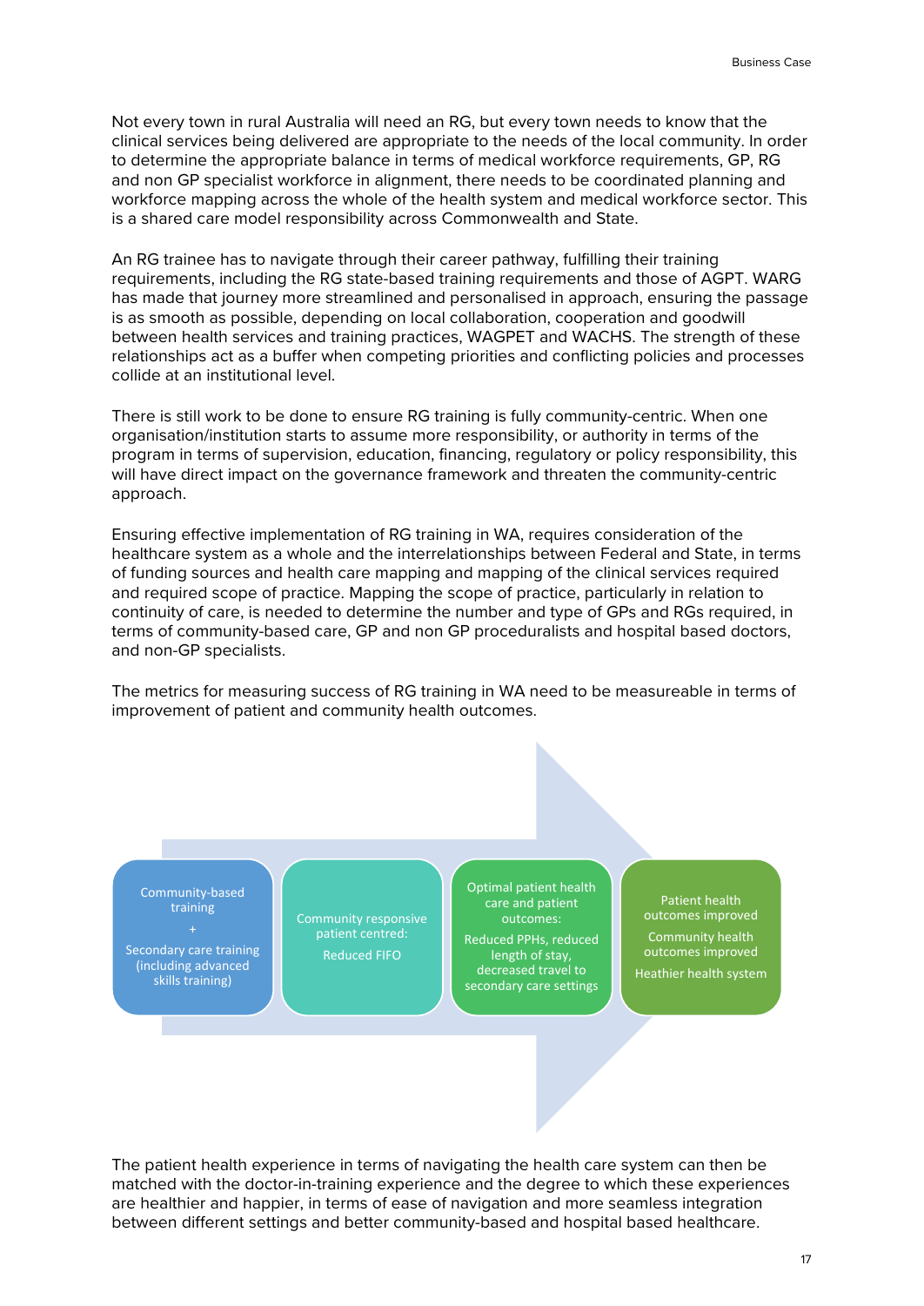Not every town in rural Australia will need an RG, but every town needs to know that the clinical services being delivered are appropriate to the needs of the local community. In order to determine the appropriate balance in terms of medical workforce requirements, GP, RG and non GP specialist workforce in alignment, there needs to be coordinated planning and workforce mapping across the whole of the health system and medical workforce sector. This is a shared care model responsibility across Commonwealth and State.

An RG trainee has to navigate through their career pathway, fulfilling their training requirements, including the RG state-based training requirements and those of AGPT. WARG has made that journey more streamlined and personalised in approach, ensuring the passage is as smooth as possible, depending on local collaboration, cooperation and goodwill between health services and training practices, WAGPET and WACHS. The strength of these relationships act as a buffer when competing priorities and conflicting policies and processes collide at an institutional level.

There is still work to be done to ensure RG training is fully community-centric. When one organisation/institution starts to assume more responsibility, or authority in terms of the program in terms of supervision, education, financing, regulatory or policy responsibility, this will have direct impact on the governance framework and threaten the community-centric approach.

Ensuring effective implementation of RG training in WA, requires consideration of the healthcare system as a whole and the interrelationships between Federal and State, in terms of funding sources and health care mapping and mapping of the clinical services required and required scope of practice. Mapping the scope of practice, particularly in relation to continuity of care, is needed to determine the number and type of GPs and RGs required, in terms of community-based care, GP and non GP proceduralists and hospital based doctors, and non-GP specialists.

The metrics for measuring success of RG training in WA need to be measureable in terms of improvement of patient and community health outcomes.

Community-based training
+
Secondary care training (including advanced skills training)

Community responsive patient centred:
Reduced FIFO

Optimal patient health care and patient outcomes:
Reduced PPHs, reduced length of stay, decreased travel to secondary care settings

Patient health outcomes improved
Community health outcomes improved
Heathier health system

The patient health experience in terms of navigating the health care system can then be matched with the doctor-in-training experience and the degree to which these experiences are healthier and happier, in terms of ease of navigation and more seamless integration between different settings and better community-based and hospital based healthcare.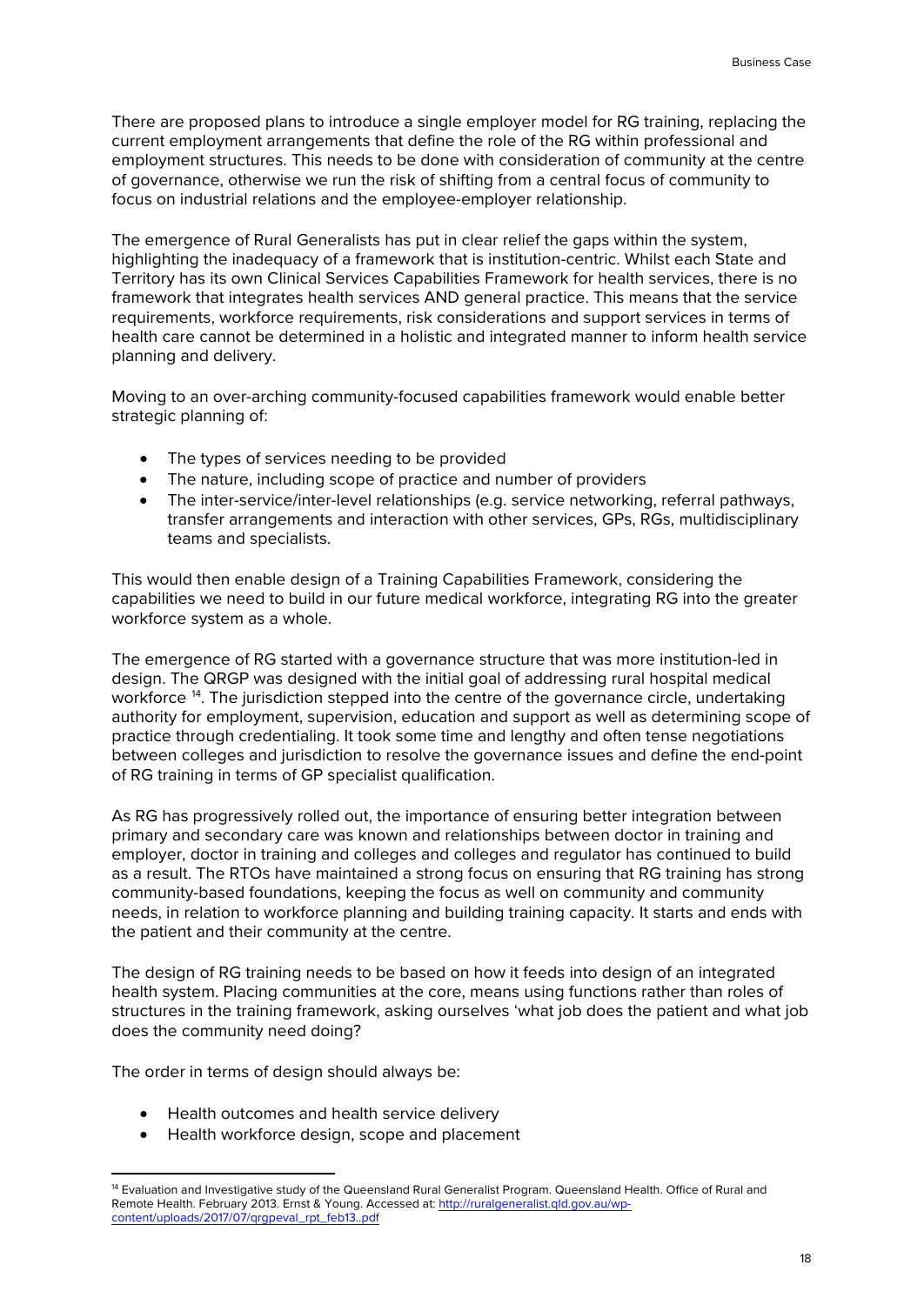There are proposed plans to introduce a single employer model for RG training, replacing the current employment arrangements that define the role of the RG within professional and employment structures. This needs to be done with consideration of community at the centre of governance, otherwise we run the risk of shifting from a central focus of community to focus on industrial relations and the employee-employer relationship.

The emergence of Rural Generalists has put in clear relief the gaps within the system, highlighting the inadequacy of a framework that is institution-centric. Whilst each State and Territory has its own Clinical Services Capabilities Framework for health services, there is no framework that integrates health services AND general practice. This means that the service requirements, workforce requirements, risk considerations and support services in terms of health care cannot be determined in a holistic and integrated manner to inform health service planning and delivery.

Moving to an over-arching community-focused capabilities framework would enable better strategic planning of:

- The types of services needing to be provided
- The nature, including scope of practice and number of providers
- The inter-service/inter-level relationships (e.g. service networking, referral pathways, transfer arrangements and interaction with other services, GPs, RGs, multidisciplinary teams and specialists.

This would then enable design of a Training Capabilities Framework, considering the capabilities we need to build in our future medical workforce, integrating RG into the greater workforce system as a whole.

The emergence of RG started with a governance structure that was more institution-led in design. The QRGP was designed with the initial goal of addressing rural hospital medical workforce [14]. The jurisdiction stepped into the centre of the governance circle, undertaking authority for employment, supervision, education and support as well as determining scope of practice through credentialing. It took some time and lengthy and often tense negotiations between colleges and jurisdiction to resolve the governance issues and define the end-point of RG training in terms of GP specialist qualification.

As RG has progressively rolled out, the importance of ensuring better integration between primary and secondary care was known and relationships between doctor in training and employer, doctor in training and colleges and colleges and regulator has continued to build as a result. The RTOs have maintained a strong focus on ensuring that RG training has strong community-based foundations, keeping the focus as well on community and community needs, in relation to workforce planning and building training capacity. It starts and ends with the patient and their community at the centre.

The design of RG training needs to be based on how it feeds into design of an integrated health system. Placing communities at the core, means using functions rather than roles of structures in the training framework, asking ourselves 'what job does the patient and what job does the community need doing?

The order in terms of design should always be:

- Health outcomes and health service delivery
- Health workforce design, scope and placement

[14] Evaluation and Investigative study of the Queensland Rural Generalist Program. Queensland Health. Office of Rural and Remote Health. February 2013. Ernst & Young. Accessed at: http://ruralgeneralist.qld.gov.au/wp-content/uploads/2017/07/qrgpeval_rpt_feb13..pdf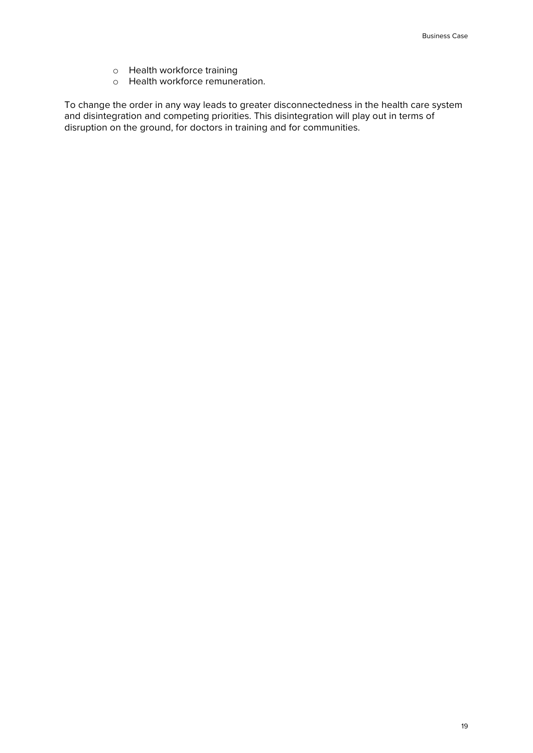- Health workforce training
- Health workforce remuneration.

To change the order in any way leads to greater disconnectedness in the health care system and disintegration and competing priorities. This disintegration will play out in terms of disruption on the ground, for doctors in training and for communities.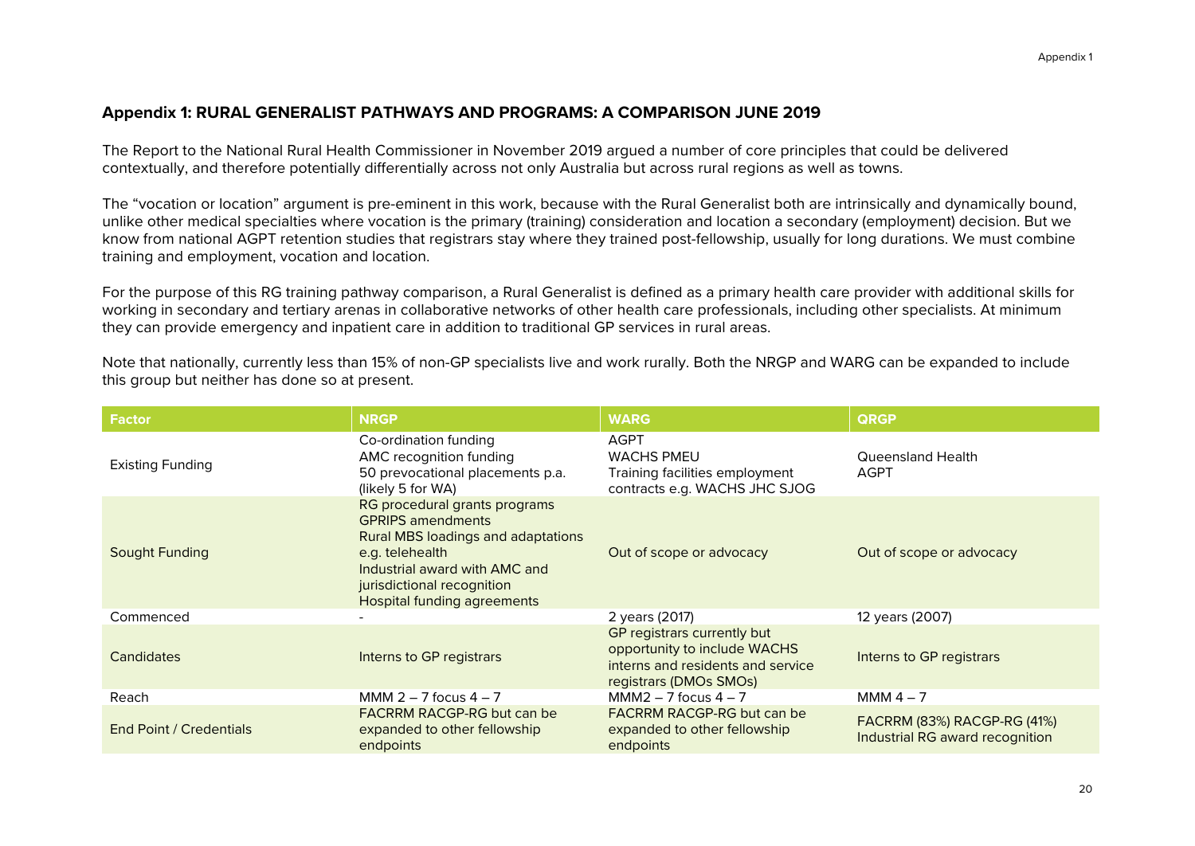## Appendix 1: RURAL GENERALIST PATHWAYS AND PROGRAMS: A COMPARISON JUNE 2019

The Report to the National Rural Health Commissioner in November 2019 argued a number of core principles that could be delivered contextually, and therefore potentially differentially across not only Australia but across rural regions as well as towns.

The "vocation or location" argument is pre-eminent in this work, because with the Rural Generalist both are intrinsically and dynamically bound, unlike other medical specialties where vocation is the primary (training) consideration and location a secondary (employment) decision. But we know from national AGPT retention studies that registrars stay where they trained post-fellowship, usually for long durations. We must combine training and employment, vocation and location.

For the purpose of this RG training pathway comparison, a Rural Generalist is defined as a primary health care provider with additional skills for working in secondary and tertiary arenas in collaborative networks of other health care professionals, including other specialists. At minimum they can provide emergency and inpatient care in addition to traditional GP services in rural areas.

Note that nationally, currently less than 15% of non-GP specialists live and work rurally. Both the NRGP and WARG can be expanded to include this group but neither has done so at present.

| Factor | NRGP | WARG | QRGP |
|---|---|---|---|
| Existing Funding | Co-ordination funding<br>AMC recognition funding<br>50 prevocational placements p.a. (likely 5 for WA) | AGPT<br>WACHS PMEU<br>Training facilities employment contracts e.g. WACHS JHC SJOG | Queensland Health<br>AGPT |
| Sought Funding | RG procedural grants programs<br>GPRIPS amendments<br>Rural MBS loadings and adaptations e.g. telehealth<br>Industrial award with AMC and jurisdictional recognition<br>Hospital funding agreements | Out of scope or advocacy | Out of scope or advocacy |
| Commenced | - | 2 years (2017) | 12 years (2007) |
| Candidates | Interns to GP registrars | GP registrars currently but opportunity to include WACHS interns and residents and service registrars (DMOs SMOs) | Interns to GP registrars |
| Reach | MMM 2 – 7 focus 4 – 7 | MMM2 – 7 focus 4 – 7 | MMM 4 – 7 |
| End Point / Credentials | FACRRM RACGP-RG but can be expanded to other fellowship endpoints | FACRRM RACGP-RG but can be expanded to other fellowship endpoints | FACRRM (83%) RACGP-RG (41%)<br>Industrial RG award recognition |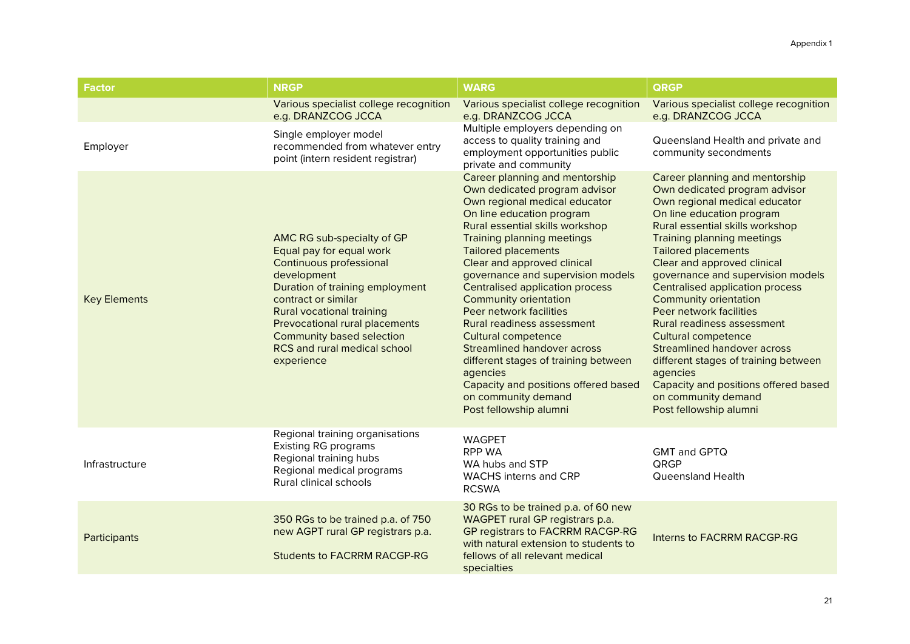| Factor | NRGP | WARG | QRGP |
|---|---|---|---|
| | Various specialist college recognition e.g. DRANZCOG JCCA | Various specialist college recognition e.g. DRANZCOG JCCA | Various specialist college recognition e.g. DRANZCOG JCCA |
| Employer | Single employer model recommended from whatever entry point (intern resident registrar) | Multiple employers depending on access to quality training and employment opportunities public private and community | Queensland Health and private and community secondments |
| Key Elements | AMC RG sub-specialty of GP<br>Equal pay for equal work<br>Continuous professional development<br>Duration of training employment contract or similar<br>Rural vocational training<br>Prevocational rural placements<br>Community based selection<br>RCS and rural medical school experience | Career planning and mentorship<br>Own dedicated program advisor<br>Own regional medical educator<br>On line education program<br>Rural essential skills workshop<br>Training planning meetings<br>Tailored placements<br>Clear and approved clinical governance and supervision models<br>Centralised application process<br>Community orientation<br>Peer network facilities<br>Rural readiness assessment<br>Cultural competence<br>Streamlined handover across different stages of training between agencies<br>Capacity and positions offered based on community demand<br>Post fellowship alumni | Career planning and mentorship<br>Own dedicated program advisor<br>Own regional medical educator<br>On line education program<br>Rural essential skills workshop<br>Training planning meetings<br>Tailored placements<br>Clear and approved clinical governance and supervision models<br>Centralised application process<br>Community orientation<br>Peer network facilities<br>Rural readiness assessment<br>Cultural competence<br>Streamlined handover across different stages of training between agencies<br>Capacity and positions offered based on community demand<br>Post fellowship alumni |
| Infrastructure | Regional training organisations<br>Existing RG programs<br>Regional training hubs<br>Regional medical programs<br>Rural clinical schools | WAGPET<br>RPP WA<br>WA hubs and STP<br>WACHS interns and CRP<br>RCSWA | GMT and GPTQ<br>QRGP<br>Queensland Health |
| Participants | 350 RGs to be trained p.a. of 750 new AGPT rural GP registrars p.a.<br><br>Students to FACRRM RACGP-RG | 30 RGs to be trained p.a. of 60 new WAGPET rural GP registrars p.a.<br>GP registrars to FACRRM RACGP-RG with natural extension to students to fellows of all relevant medical specialties | Interns to FACRRM RACGP-RG |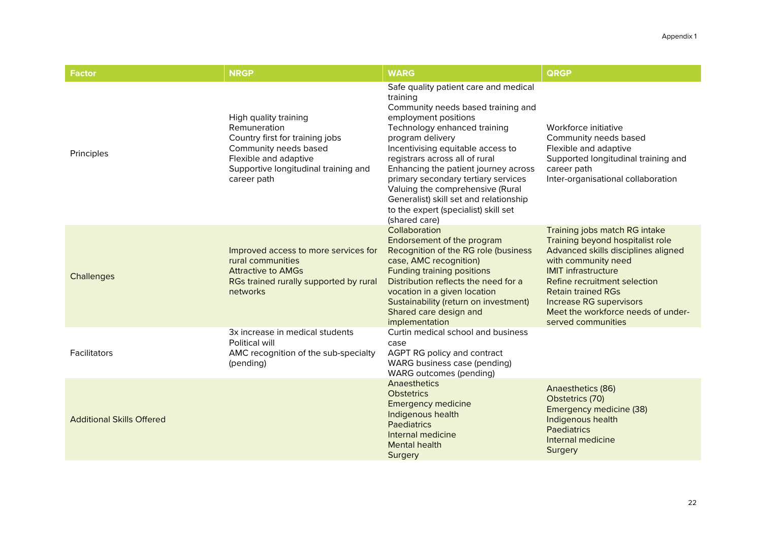| Factor | NRGP | WARG | QRGP |
|---|---|---|---|
| Principles | High quality training<br>Remuneration<br>Country first for training jobs<br>Community needs based<br>Flexible and adaptive<br>Supportive longitudinal training and career path | Safe quality patient care and medical training<br>Community needs based training and employment positions<br>Technology enhanced training program delivery<br>Incentivising equitable access to registrars across all of rural<br>Enhancing the patient journey across primary secondary tertiary services<br>Valuing the comprehensive (Rural Generalist) skill set and relationship to the expert (specialist) skill set (shared care) | Workforce initiative<br>Community needs based<br>Flexible and adaptive<br>Supported longitudinal training and career path<br>Inter-organisational collaboration |
| Challenges | Improved access to more services for rural communities<br>Attractive to AMGs<br>RGs trained rurally supported by rural networks | Collaboration<br>Endorsement of the program<br>Recognition of the RG role (business case, AMC recognition)<br>Funding training positions<br>Distribution reflects the need for a vocation in a given location<br>Sustainability (return on investment)<br>Shared care design and implementation | Training jobs match RG intake<br>Training beyond hospitalist role<br>Advanced skills disciplines aligned with community need<br>IMIT infrastructure<br>Refine recruitment selection<br>Retain trained RGs<br>Increase RG supervisors<br>Meet the workforce needs of under-served communities |
| Facilitators | 3x increase in medical students<br>Political will<br>AMC recognition of the sub-specialty (pending) | Curtin medical school and business case<br>AGPT RG policy and contract<br>WARG business case (pending)<br>WARG outcomes (pending) | |
| Additional Skills Offered | | Anaesthetics<br>Obstetrics<br>Emergency medicine<br>Indigenous health<br>Paediatrics<br>Internal medicine<br>Mental health<br>Surgery | Anaesthetics (86)<br>Obstetrics (70)<br>Emergency medicine (38)<br>Indigenous health<br>Paediatrics<br>Internal medicine<br>Surgery |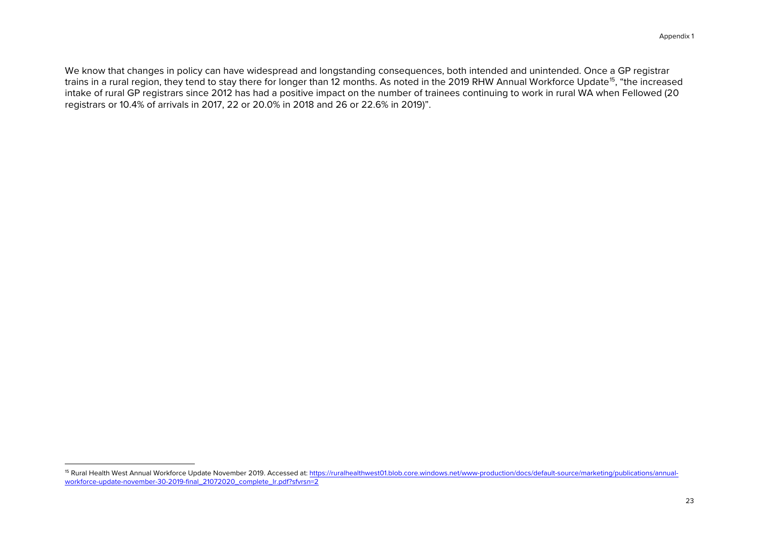We know that changes in policy can have widespread and longstanding consequences, both intended and unintended. Once a GP registrar trains in a rural region, they tend to stay there for longer than 12 months. As noted in the 2019 RHW Annual Workforce Update[15], "the increased intake of rural GP registrars since 2012 has had a positive impact on the number of trainees continuing to work in rural WA when Fellowed (20 registrars or 10.4% of arrivals in 2017, 22 or 20.0% in 2018 and 26 or 22.6% in 2019)".

---

[15] Rural Health West Annual Workforce Update November 2019. Accessed at: https://ruralhealthwest01.blob.core.windows.net/www-production/docs/default-source/marketing/publications/annual-workforce-update-november-30-2019-final_21072020_complete_lr.pdf?sfvrsn=2